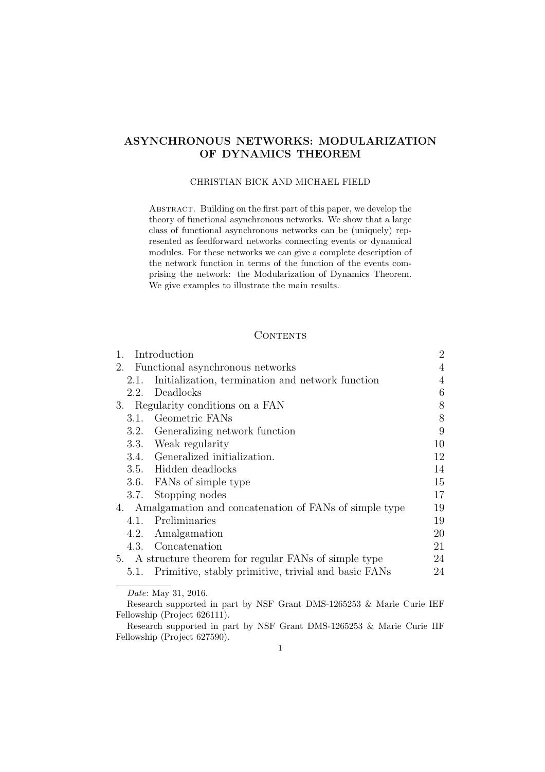# ASYNCHRONOUS NETWORKS: MODULARIZATION OF DYNAMICS THEOREM

CHRISTIAN BICK AND MICHAEL FIELD

ABSTRACT. Building on the first part of this paper, we develop the theory of functional asynchronous networks. We show that a large class of functional asynchronous networks can be (uniquely) represented as feedforward networks connecting events or dynamical modules. For these networks we can give a complete description of the network function in terms of the function of the events comprising the network: the Modularization of Dynamics Theorem. We give examples to illustrate the main results.

## CONTENTS

| | |
|---|---|
| 1. Introduction | 2 |
| 2. Functional asynchronous networks | 4 |
| 2.1. Initialization, termination and network function | 4 |
| 2.2. Deadlocks | 6 |
| 3. Regularity conditions on a FAN | 8 |
| 3.1. Geometric FANs | 8 |
| 3.2. Generalizing network function | 9 |
| 3.3. Weak regularity | 10 |
| 3.4. Generalized initialization. | 12 |
| 3.5. Hidden deadlocks | 14 |
| 3.6. FANs of simple type | 15 |
| 3.7. Stopping nodes | 17 |
| 4. Amalgamation and concatenation of FANs of simple type | 19 |
| 4.1. Preliminaries | 19 |
| 4.2. Amalgamation | 20 |
| 4.3. Concatenation | 21 |
| 5. A structure theorem for regular FANs of simple type | 24 |
| 5.1. Primitive, stably primitive, trivial and basic FANs | 24 |

*Date*: May 31, 2016.

Research supported in part by NSF Grant DMS-1265253 & Marie Curie IEF Fellowship (Project 626111).

Research supported in part by NSF Grant DMS-1265253 & Marie Curie IIF Fellowship (Project 627590).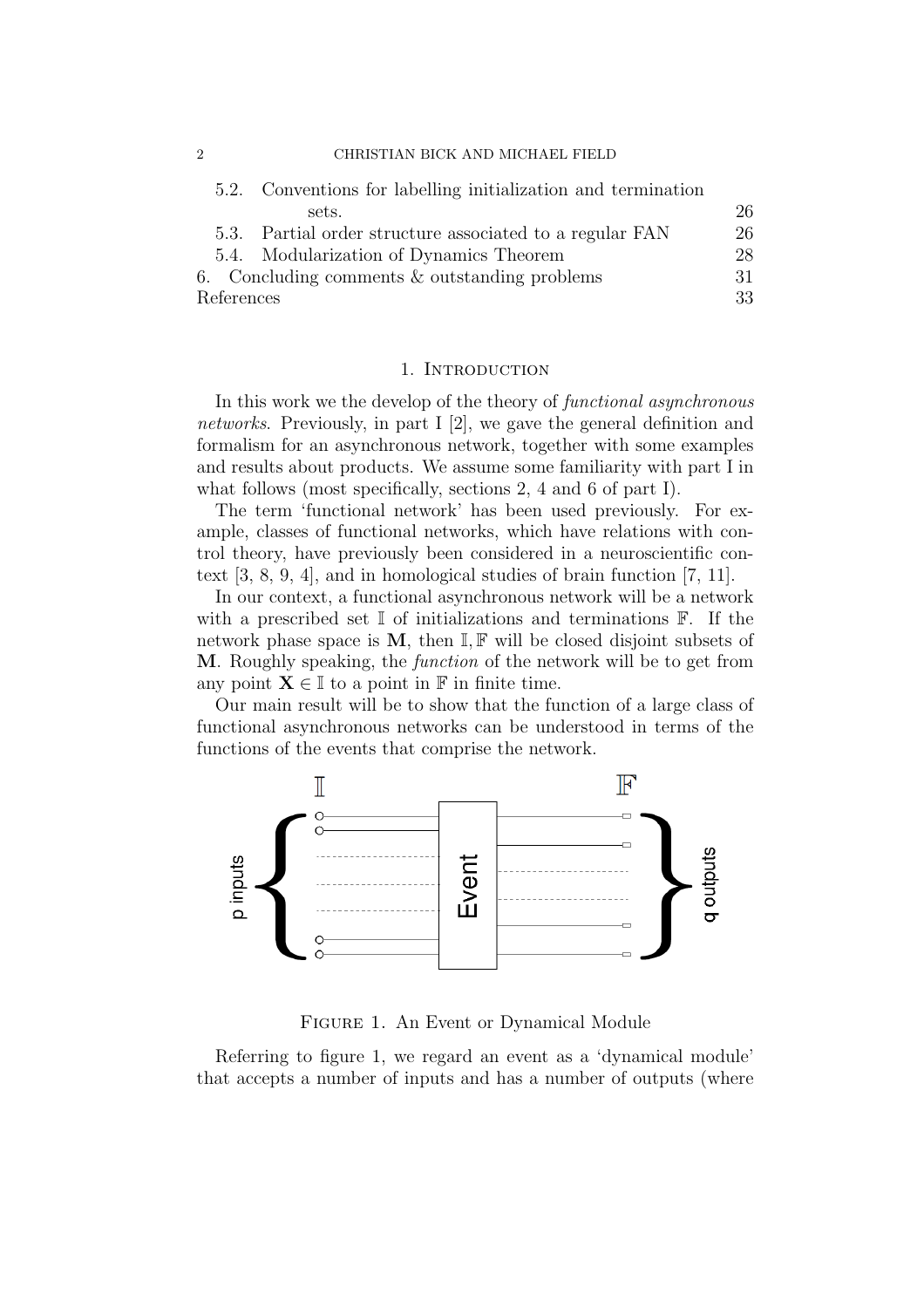5.2. Conventions for labelling initialization and termination sets. 26
5.3. Partial order structure associated to a regular FAN 26
5.4. Modularization of Dynamics Theorem 28
6. Concluding comments & outstanding problems 31
References 33

## 1. Introduction

In this work we the develop of the theory of *functional asynchronous networks*. Previously, in part I [2], we gave the general definition and formalism for an asynchronous network, together with some examples and results about products. We assume some familiarity with part I in what follows (most specifically, sections 2, 4 and 6 of part I).

The term 'functional network' has been used previously. For example, classes of functional networks, which have relations with control theory, have previously been considered in a neuroscientific context [3, 8, 9, 4], and in homological studies of brain function [7, 11].

In our context, a functional asynchronous network will be a network with a prescribed set $\mathbb{I}$ of initializations and terminations $\mathbb{F}$. If the network phase space is $\mathbf{M}$, then $\mathbb{I}, \mathbb{F}$ will be closed disjoint subsets of $\mathbf{M}$. Roughly speaking, the *function* of the network will be to get from any point $\mathbf{X} \in \mathbb{I}$ to a point in $\mathbb{F}$ in finite time.

Our main result will be to show that the function of a large class of functional asynchronous networks can be understood in terms of the functions of the events that comprise the network.

Figure 1. An Event or Dynamical Module

Referring to figure 1, we regard an event as a 'dynamical module' that accepts a number of inputs and has a number of outputs (where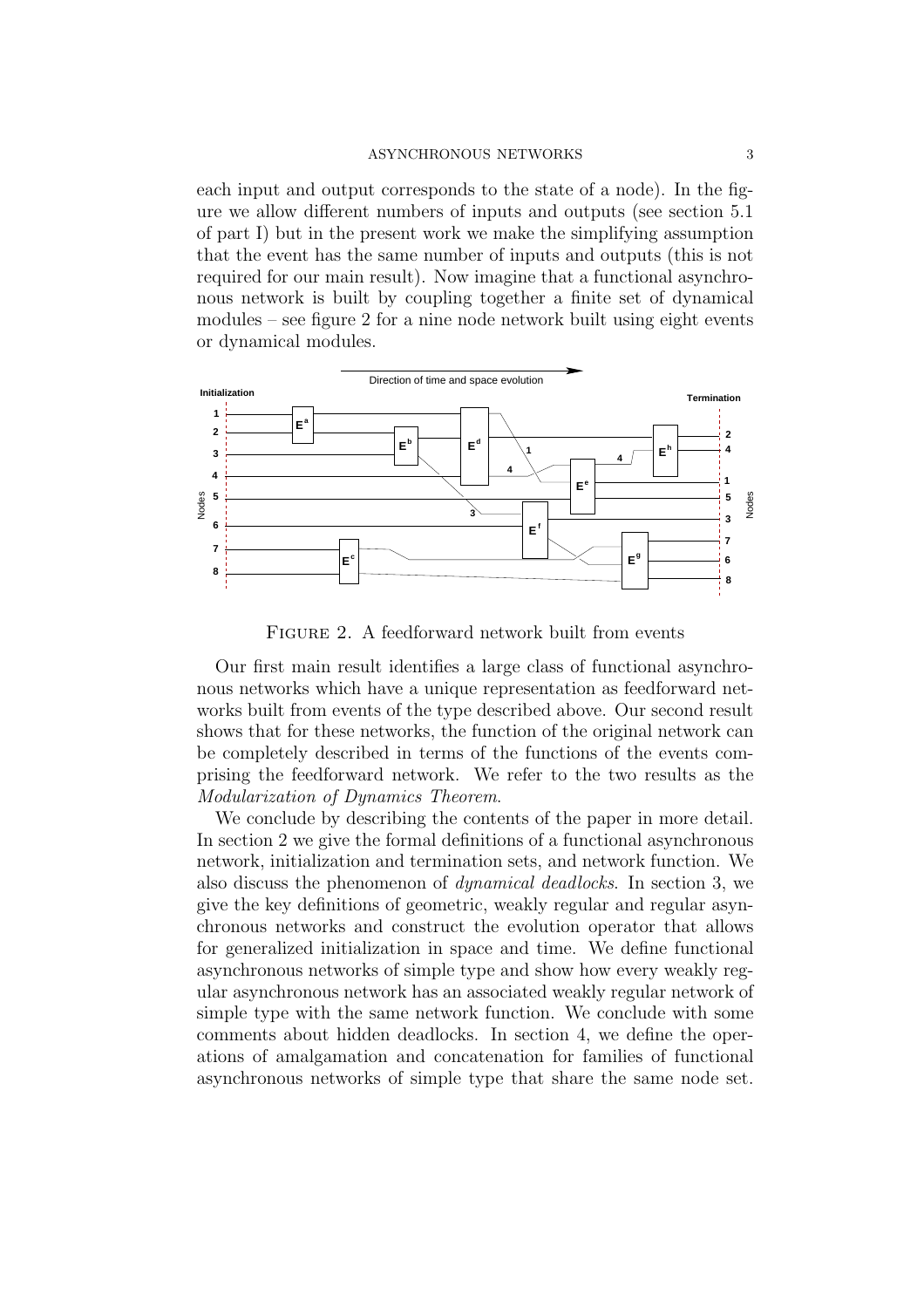each input and output corresponds to the state of a node). In the figure we allow different numbers of inputs and outputs (see section 5.1 of part I) but in the present work we make the simplifying assumption that the event has the same number of inputs and outputs (this is not required for our main result). Now imagine that a functional asynchronous network is built by coupling together a finite set of dynamical modules – see figure 2 for a nine node network built using eight events or dynamical modules.

FIGURE 2. A feedforward network built from events

Our first main result identifies a large class of functional asynchronous networks which have a unique representation as feedforward networks built from events of the type described above. Our second result shows that for these networks, the function of the original network can be completely described in terms of the functions of the events comprising the feedforward network. We refer to the two results as the *Modularization of Dynamics Theorem*.

We conclude by describing the contents of the paper in more detail. In section 2 we give the formal definitions of a functional asynchronous network, initialization and termination sets, and network function. We also discuss the phenomenon of *dynamical deadlocks*. In section 3, we give the key definitions of geometric, weakly regular and regular asynchronous networks and construct the evolution operator that allows for generalized initialization in space and time. We define functional asynchronous networks of simple type and show how every weakly regular asynchronous network has an associated weakly regular network of simple type with the same network function. We conclude with some comments about hidden deadlocks. In section 4, we define the operations of amalgamation and concatenation for families of functional asynchronous networks of simple type that share the same node set.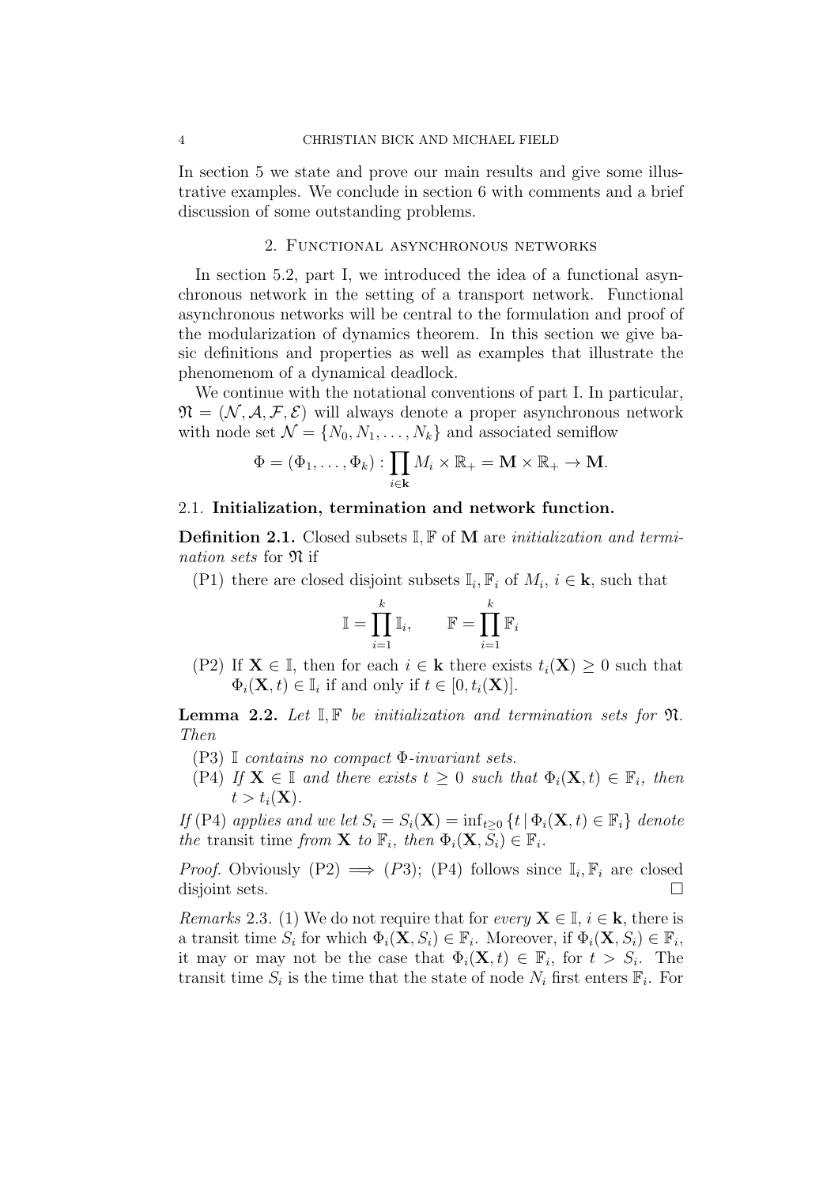In section 5 we state and prove our main results and give some illustrative examples. We conclude in section 6 with comments and a brief discussion of some outstanding problems.

## 2. Functional asynchronous networks

In section 5.2, part I, we introduced the idea of a functional asynchronous network in the setting of a transport network. Functional asynchronous networks will be central to the formulation and proof of the modularization of dynamics theorem. In this section we give basic definitions and properties as well as examples that illustrate the phenomenom of a dynamical deadlock.

We continue with the notational conventions of part I. In particular, $\mathfrak{N} = (\mathcal{N}, \mathcal{A}, \mathcal{F}, \mathcal{E})$ will always denote a proper asynchronous network with node set $\mathcal{N} = \{N_0, N_1, \ldots, N_k\}$ and associated semiflow

$$\Phi = (\Phi_1, \ldots, \Phi_k) : \prod_{i \in \mathbf{k}} M_i \times \mathbb{R}_+ = \mathbf{M} \times \mathbb{R}_+ \to \mathbf{M}.$$

### 2.1. Initialization, termination and network function.

**Definition 2.1.** Closed subsets $\mathbb{I}, \mathbb{F}$ of $\mathbf{M}$ are *initialization and termination sets* for $\mathfrak{N}$ if

(P1) there are closed disjoint subsets $\mathbb{I}_i, \mathbb{F}_i$ of $M_i$, $i \in \mathbf{k}$, such that

$$\mathbb{I} = \prod_{i=1}^{k} \mathbb{I}_i, \qquad \mathbb{F} = \prod_{i=1}^{k} \mathbb{F}_i$$

(P2) If $\mathbf{X} \in \mathbb{I}$, then for each $i \in \mathbf{k}$ there exists $t_i(\mathbf{X}) \geq 0$ such that $\Phi_i(\mathbf{X}, t) \in \mathbb{I}_i$ if and only if $t \in [0, t_i(\mathbf{X})]$.

**Lemma 2.2.** *Let $\mathbb{I}, \mathbb{F}$ be initialization and termination sets for $\mathfrak{N}$. Then*

(P3) *$\mathbb{I}$ contains no compact $\Phi$-invariant sets.*

(P4) *If $\mathbf{X} \in \mathbb{I}$ and there exists $t \geq 0$ such that $\Phi_i(\mathbf{X}, t) \in \mathbb{F}_i$, then $t > t_i(\mathbf{X})$.*

*If* (P4) *applies and we let $S_i = S_i(\mathbf{X}) = \inf_{t \geq 0} \{t \mid \Phi_i(\mathbf{X}, t) \in \mathbb{F}_i\}$ denote the* transit time *from $\mathbf{X}$ to $\mathbb{F}_i$, then $\Phi_i(\mathbf{X}, S_i) \in \mathbb{F}_i$.*

*Proof.* Obviously (P2) $\implies$ $(P3)$; (P4) follows since $\mathbb{I}_i, \mathbb{F}_i$ are closed disjoint sets. □

*Remarks* 2.3. (1) We do not require that for *every* $\mathbf{X} \in \mathbb{I}$, $i \in \mathbf{k}$, there is a transit time $S_i$ for which $\Phi_i(\mathbf{X}, S_i) \in \mathbb{F}_i$. Moreover, if $\Phi_i(\mathbf{X}, S_i) \in \mathbb{F}_i$, it may or may not be the case that $\Phi_i(\mathbf{X}, t) \in \mathbb{F}_i$, for $t > S_i$. The transit time $S_i$ is the time that the state of node $N_i$ first enters $\mathbb{F}_i$. For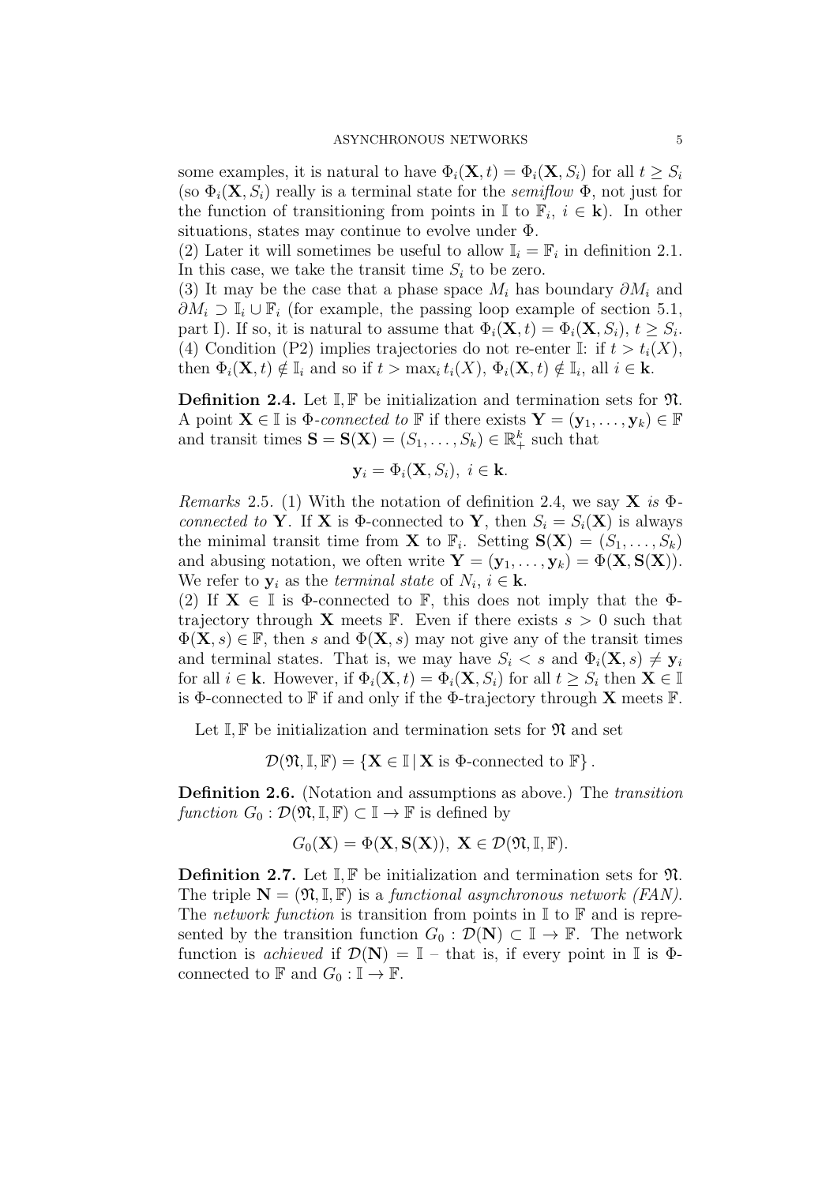some examples, it is natural to have $\Phi_i(\mathbf{X}, t) = \Phi_i(\mathbf{X}, S_i)$ for all $t \geq S_i$ (so $\Phi_i(\mathbf{X}, S_i)$ really is a terminal state for the *semiflow* $\Phi$, not just for the function of transitioning from points in $\mathbb{I}$ to $\mathbb{F}_i$, $i \in \mathbf{k}$). In other situations, states may continue to evolve under $\Phi$.
(2) Later it will sometimes be useful to allow $\mathbb{I}_i = \mathbb{F}_i$ in definition 2.1. In this case, we take the transit time $S_i$ to be zero.
(3) It may be the case that a phase space $M_i$ has boundary $\partial M_i$ and $\partial M_i \supset \mathbb{I}_i \cup \mathbb{F}_i$ (for example, the passing loop example of section 5.1, part I). If so, it is natural to assume that $\Phi_i(\mathbf{X}, t) = \Phi_i(\mathbf{X}, S_i)$, $t \geq S_i$.
(4) Condition (P2) implies trajectories do not re-enter $\mathbb{I}$: if $t > t_i(X)$, then $\Phi_i(\mathbf{X}, t) \notin \mathbb{I}_i$ and so if $t > \max_i t_i(X)$, $\Phi_i(\mathbf{X}, t) \notin \mathbb{I}_i$, all $i \in \mathbf{k}$.

**Definition 2.4.** Let $\mathbb{I}, \mathbb{F}$ be initialization and termination sets for $\mathfrak{N}$. A point $\mathbf{X} \in \mathbb{I}$ is $\Phi$*-connected to* $\mathbb{F}$ if there exists $\mathbf{Y} = (\mathbf{y}_1, \ldots, \mathbf{y}_k) \in \mathbb{F}$ and transit times $\mathbf{S} = \mathbf{S}(\mathbf{X}) = (S_1, \ldots, S_k) \in \mathbb{R}_+^k$ such that

$$\mathbf{y}_i = \Phi_i(\mathbf{X}, S_i), \ i \in \mathbf{k}.$$

*Remarks* 2.5. (1) With the notation of definition 2.4, we say $\mathbf{X}$ *is* $\Phi$*-connected to* $\mathbf{Y}$. If $\mathbf{X}$ is $\Phi$-connected to $\mathbf{Y}$, then $S_i = S_i(\mathbf{X})$ is always the minimal transit time from $\mathbf{X}$ to $\mathbb{F}_i$. Setting $\mathbf{S}(\mathbf{X}) = (S_1, \ldots, S_k)$ and abusing notation, we often write $\mathbf{Y} = (\mathbf{y}_1, \ldots, \mathbf{y}_k) = \Phi(\mathbf{X}, \mathbf{S}(\mathbf{X}))$. We refer to $\mathbf{y}_i$ as the *terminal state* of $N_i$, $i \in \mathbf{k}$.
(2) If $\mathbf{X} \in \mathbb{I}$ is $\Phi$-connected to $\mathbb{F}$, this does not imply that the $\Phi$-trajectory through $\mathbf{X}$ meets $\mathbb{F}$. Even if there exists $s > 0$ such that $\Phi(\mathbf{X}, s) \in \mathbb{F}$, then $s$ and $\Phi(\mathbf{X}, s)$ may not give any of the transit times and terminal states. That is, we may have $S_i < s$ and $\Phi_i(\mathbf{X}, s) \neq \mathbf{y}_i$ for all $i \in \mathbf{k}$. However, if $\Phi_i(\mathbf{X}, t) = \Phi_i(\mathbf{X}, S_i)$ for all $t \geq S_i$ then $\mathbf{X} \in \mathbb{I}$ is $\Phi$-connected to $\mathbb{F}$ if and only if the $\Phi$-trajectory through $\mathbf{X}$ meets $\mathbb{F}$.

Let $\mathbb{I}, \mathbb{F}$ be initialization and termination sets for $\mathfrak{N}$ and set

$$\mathcal{D}(\mathfrak{N}, \mathbb{I}, \mathbb{F}) = \{\mathbf{X} \in \mathbb{I} \,|\, \mathbf{X} \text{ is } \Phi\text{-connected to } \mathbb{F}\}.$$

**Definition 2.6.** (Notation and assumptions as above.) The *transition function* $G_0 : \mathcal{D}(\mathfrak{N}, \mathbb{I}, \mathbb{F}) \subset \mathbb{I} \to \mathbb{F}$ is defined by

$$G_0(\mathbf{X}) = \Phi(\mathbf{X}, \mathbf{S}(\mathbf{X})), \ \mathbf{X} \in \mathcal{D}(\mathfrak{N}, \mathbb{I}, \mathbb{F}).$$

**Definition 2.7.** Let $\mathbb{I}, \mathbb{F}$ be initialization and termination sets for $\mathfrak{N}$. The triple $\mathbf{N} = (\mathfrak{N}, \mathbb{I}, \mathbb{F})$ is a *functional asynchronous network (FAN)*. The *network function* is transition from points in $\mathbb{I}$ to $\mathbb{F}$ and is represented by the transition function $G_0 : \mathcal{D}(\mathbf{N}) \subset \mathbb{I} \to \mathbb{F}$. The network function is *achieved* if $\mathcal{D}(\mathbf{N}) = \mathbb{I}$ – that is, if every point in $\mathbb{I}$ is $\Phi$-connected to $\mathbb{F}$ and $G_0 : \mathbb{I} \to \mathbb{F}$.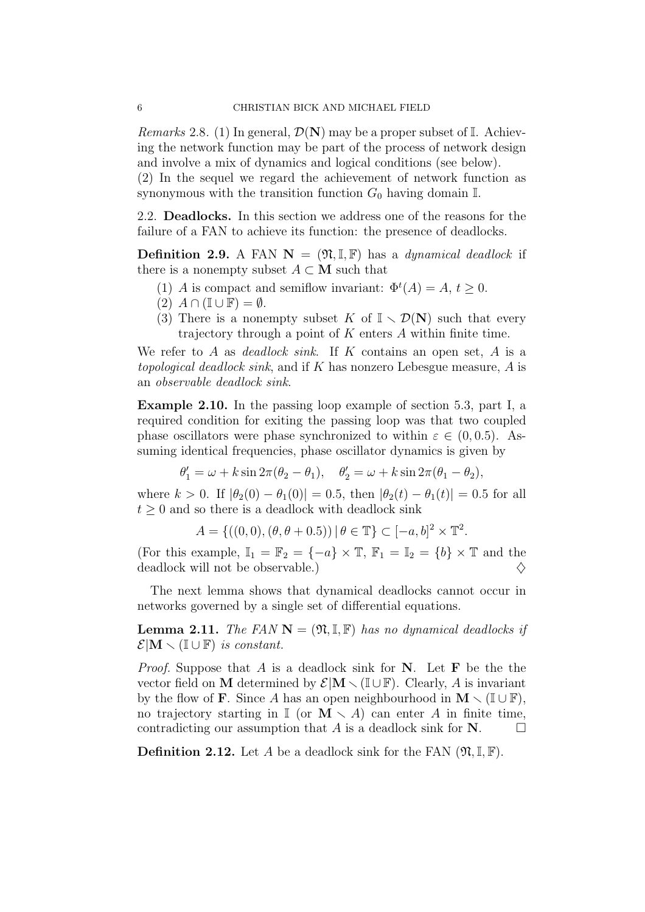*Remarks* 2.8. (1) In general, $\mathcal{D}(\mathbf{N})$ may be a proper subset of $\mathbb{I}$. Achieving the network function may be part of the process of network design and involve a mix of dynamics and logical conditions (see below).
(2) In the sequel we regard the achievement of network function as synonymous with the transition function $G_0$ having domain $\mathbb{I}$.

## 2.2. Deadlocks.

In this section we address one of the reasons for the failure of a FAN to achieve its function: the presence of deadlocks.

**Definition 2.9.** A FAN $\mathbf{N} = (\mathfrak{N}, \mathbb{I}, \mathbb{F})$ has a *dynamical deadlock* if there is a nonempty subset $A \subset \mathbf{M}$ such that

1. $A$ is compact and semiflow invariant: $\Phi^t(A) = A$, $t \geq 0$.
2. $A \cap (\mathbb{I} \cup \mathbb{F}) = \emptyset$.
3. There is a nonempty subset $K$ of $\mathbb{I} \smallsetminus \mathcal{D}(\mathbf{N})$ such that every trajectory through a point of $K$ enters $A$ within finite time.

We refer to $A$ as *deadlock sink*. If $K$ contains an open set, $A$ is a *topological deadlock sink*, and if $K$ has nonzero Lebesgue measure, $A$ is an *observable deadlock sink*.

**Example 2.10.** In the passing loop example of section 5.3, part I, a required condition for exiting the passing loop was that two coupled phase oscillators were phase synchronized to within $\varepsilon \in (0, 0.5)$. Assuming identical frequencies, phase oscillator dynamics is given by

$$\theta_1' = \omega + k \sin 2\pi(\theta_2 - \theta_1), \quad \theta_2' = \omega + k \sin 2\pi(\theta_1 - \theta_2),$$

where $k > 0$. If $|\theta_2(0) - \theta_1(0)| = 0.5$, then $|\theta_2(t) - \theta_1(t)| = 0.5$ for all $t \geq 0$ and so there is a deadlock with deadlock sink

$$A = \{((0,0), (\theta, \theta + 0.5)) \,|\, \theta \in \mathbb{T}\} \subset [-a, b]^2 \times \mathbb{T}^2.$$

(For this example, $\mathbb{I}_1 = \mathbb{F}_2 = \{-a\} \times \mathbb{T}$, $\mathbb{F}_1 = \mathbb{I}_2 = \{b\} \times \mathbb{T}$ and the deadlock will not be observable.) $\diamondsuit$

The next lemma shows that dynamical deadlocks cannot occur in networks governed by a single set of differential equations.

**Lemma 2.11.** *The FAN $\mathbf{N} = (\mathfrak{N}, \mathbb{I}, \mathbb{F})$ has no dynamical deadlocks if $\mathcal{E}|\mathbf{M} \smallsetminus (\mathbb{I} \cup \mathbb{F})$ is constant.*

*Proof.* Suppose that $A$ is a deadlock sink for $\mathbf{N}$. Let $\mathbf{F}$ be the the vector field on $\mathbf{M}$ determined by $\mathcal{E}|\mathbf{M} \smallsetminus (\mathbb{I} \cup \mathbb{F})$. Clearly, $A$ is invariant by the flow of $\mathbf{F}$. Since $A$ has an open neighbourhood in $\mathbf{M} \smallsetminus (\mathbb{I} \cup \mathbb{F})$, no trajectory starting in $\mathbb{I}$ (or $\mathbf{M} \smallsetminus A$) can enter $A$ in finite time, contradicting our assumption that $A$ is a deadlock sink for $\mathbf{N}$. $\square$

**Definition 2.12.** Let $A$ be a deadlock sink for the FAN $(\mathfrak{N}, \mathbb{I}, \mathbb{F})$.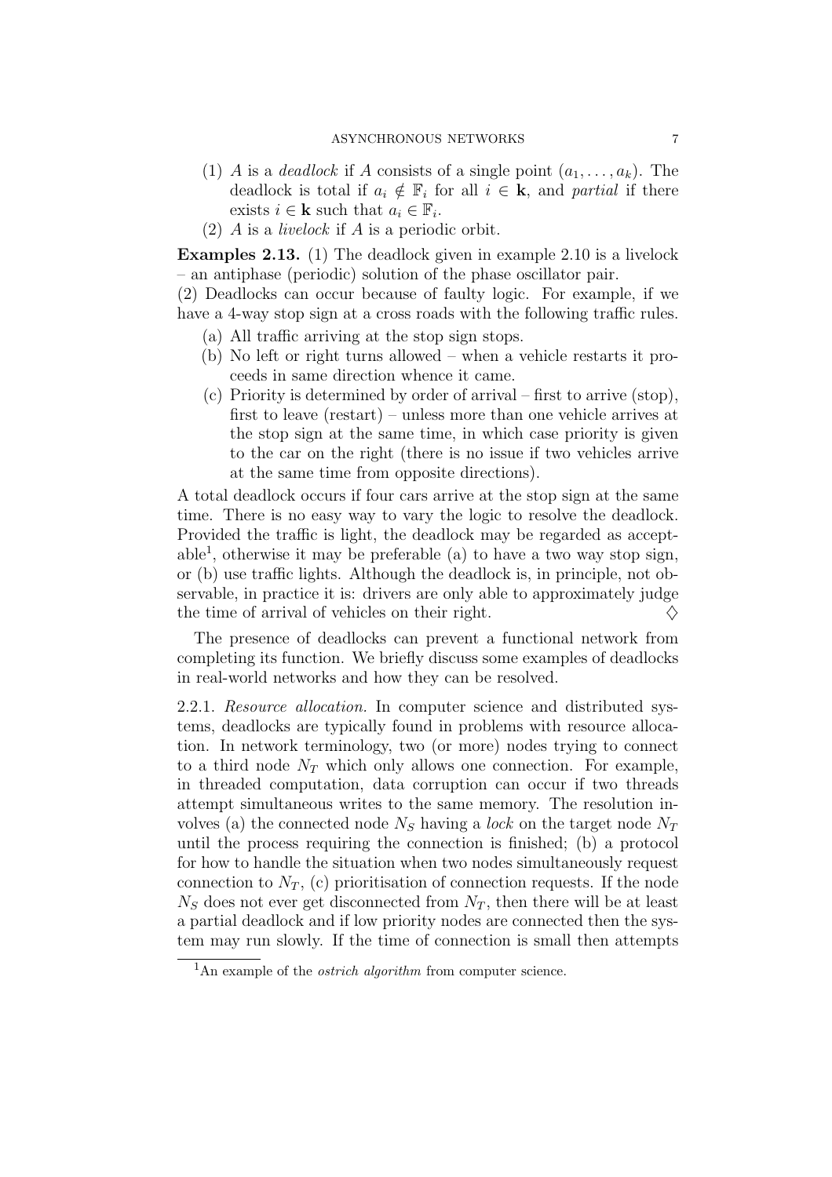(1) $A$ is a *deadlock* if $A$ consists of a single point $(a_1, \ldots, a_k)$. The deadlock is total if $a_i \notin \mathbb{F}_i$ for all $i \in \mathbf{k}$, and *partial* if there exists $i \in \mathbf{k}$ such that $a_i \in \mathbb{F}_i$.

(2) $A$ is a *livelock* if $A$ is a periodic orbit.

**Examples 2.13.** (1) The deadlock given in example 2.10 is a livelock – an antiphase (periodic) solution of the phase oscillator pair.

(2) Deadlocks can occur because of faulty logic. For example, if we have a 4-way stop sign at a cross roads with the following traffic rules.

- (a) All traffic arriving at the stop sign stops.
- (b) No left or right turns allowed – when a vehicle restarts it proceeds in same direction whence it came.
- (c) Priority is determined by order of arrival – first to arrive (stop), first to leave (restart) – unless more than one vehicle arrives at the stop sign at the same time, in which case priority is given to the car on the right (there is no issue if two vehicles arrive at the same time from opposite directions).

A total deadlock occurs if four cars arrive at the stop sign at the same time. There is no easy way to vary the logic to resolve the deadlock. Provided the traffic is light, the deadlock may be regarded as acceptable[1], otherwise it may be preferable (a) to have a two way stop sign, or (b) use traffic lights. Although the deadlock is, in principle, not observable, in practice it is: drivers are only able to approximately judge the time of arrival of vehicles on their right. ♢

The presence of deadlocks can prevent a functional network from completing its function. We briefly discuss some examples of deadlocks in real-world networks and how they can be resolved.

2.2.1. *Resource allocation.* In computer science and distributed systems, deadlocks are typically found in problems with resource allocation. In network terminology, two (or more) nodes trying to connect to a third node $N_T$ which only allows one connection. For example, in threaded computation, data corruption can occur if two threads attempt simultaneous writes to the same memory. The resolution involves (a) the connected node $N_S$ having a *lock* on the target node $N_T$ until the process requiring the connection is finished; (b) a protocol for how to handle the situation when two nodes simultaneously request connection to $N_T$, (c) prioritisation of connection requests. If the node $N_S$ does not ever get disconnected from $N_T$, then there will be at least a partial deadlock and if low priority nodes are connected then the system may run slowly. If the time of connection is small then attempts

[1] An example of the *ostrich algorithm* from computer science.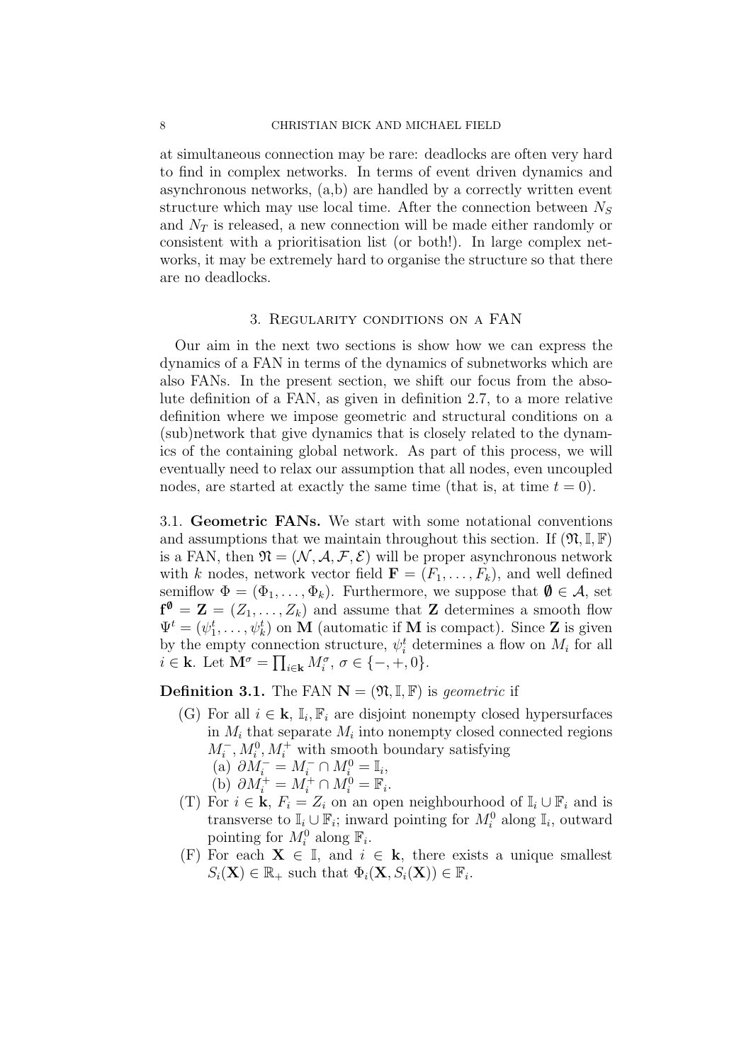at simultaneous connection may be rare: deadlocks are often very hard to find in complex networks. In terms of event driven dynamics and asynchronous networks, (a,b) are handled by a correctly written event structure which may use local time. After the connection between $N_S$ and $N_T$ is released, a new connection will be made either randomly or consistent with a prioritisation list (or both!). In large complex networks, it may be extremely hard to organise the structure so that there are no deadlocks.

## 3. Regularity conditions on a FAN

Our aim in the next two sections is show how we can express the dynamics of a FAN in terms of the dynamics of subnetworks which are also FANs. In the present section, we shift our focus from the absolute definition of a FAN, as given in definition 2.7, to a more relative definition where we impose geometric and structural conditions on a (sub)network that give dynamics that is closely related to the dynamics of the containing global network. As part of this process, we will eventually need to relax our assumption that all nodes, even uncoupled nodes, are started at exactly the same time (that is, at time $t = 0$).

3.1. **Geometric FANs.** We start with some notational conventions and assumptions that we maintain throughout this section. If $(\mathfrak{N}, \mathbb{I}, \mathbb{F})$ is a FAN, then $\mathfrak{N} = (\mathcal{N}, \mathcal{A}, \mathcal{F}, \mathcal{E})$ will be proper asynchronous network with $k$ nodes, network vector field $\mathbf{F} = (F_1, \ldots, F_k)$, and well defined semiflow $\Phi = (\Phi_1, \ldots, \Phi_k)$. Furthermore, we suppose that $\boldsymbol{\emptyset} \in \mathcal{A}$, set $\mathbf{f}^{\boldsymbol{\emptyset}} = \mathbf{Z} = (Z_1, \ldots, Z_k)$ and assume that $\mathbf{Z}$ determines a smooth flow $\Psi^t = (\psi_1^t, \ldots, \psi_k^t)$ on $\mathbf{M}$ (automatic if $\mathbf{M}$ is compact). Since $\mathbf{Z}$ is given by the empty connection structure, $\psi_i^t$ determines a flow on $M_i$ for all $i \in \mathbf{k}$. Let $\mathbf{M}^\sigma = \prod_{i \in \mathbf{k}} M_i^\sigma$, $\sigma \in \{-, +, 0\}$.

**Definition 3.1.** The FAN $\mathbf{N} = (\mathfrak{N}, \mathbb{I}, \mathbb{F})$ is *geometric* if

- (G) For all $i \in \mathbf{k}$, $\mathbb{I}_i, \mathbb{F}_i$ are disjoint nonempty closed hypersurfaces in $M_i$ that separate $M_i$ into nonempty closed connected regions $M_i^-, M_i^0, M_i^+$ with smooth boundary satisfying
  - (a) $\partial M_i^- = M_i^- \cap M_i^0 = \mathbb{I}_i$,
  - (b) $\partial M_i^+ = M_i^+ \cap M_i^0 = \mathbb{F}_i$.
- (T) For $i \in \mathbf{k}$, $F_i = Z_i$ on an open neighbourhood of $\mathbb{I}_i \cup \mathbb{F}_i$ and is transverse to $\mathbb{I}_i \cup \mathbb{F}_i$; inward pointing for $M_i^0$ along $\mathbb{I}_i$, outward pointing for $M_i^0$ along $\mathbb{F}_i$.
- (F) For each $\mathbf{X} \in \mathbb{I}$, and $i \in \mathbf{k}$, there exists a unique smallest $S_i(\mathbf{X}) \in \mathbb{R}_+$ such that $\Phi_i(\mathbf{X}, S_i(\mathbf{X})) \in \mathbb{F}_i$.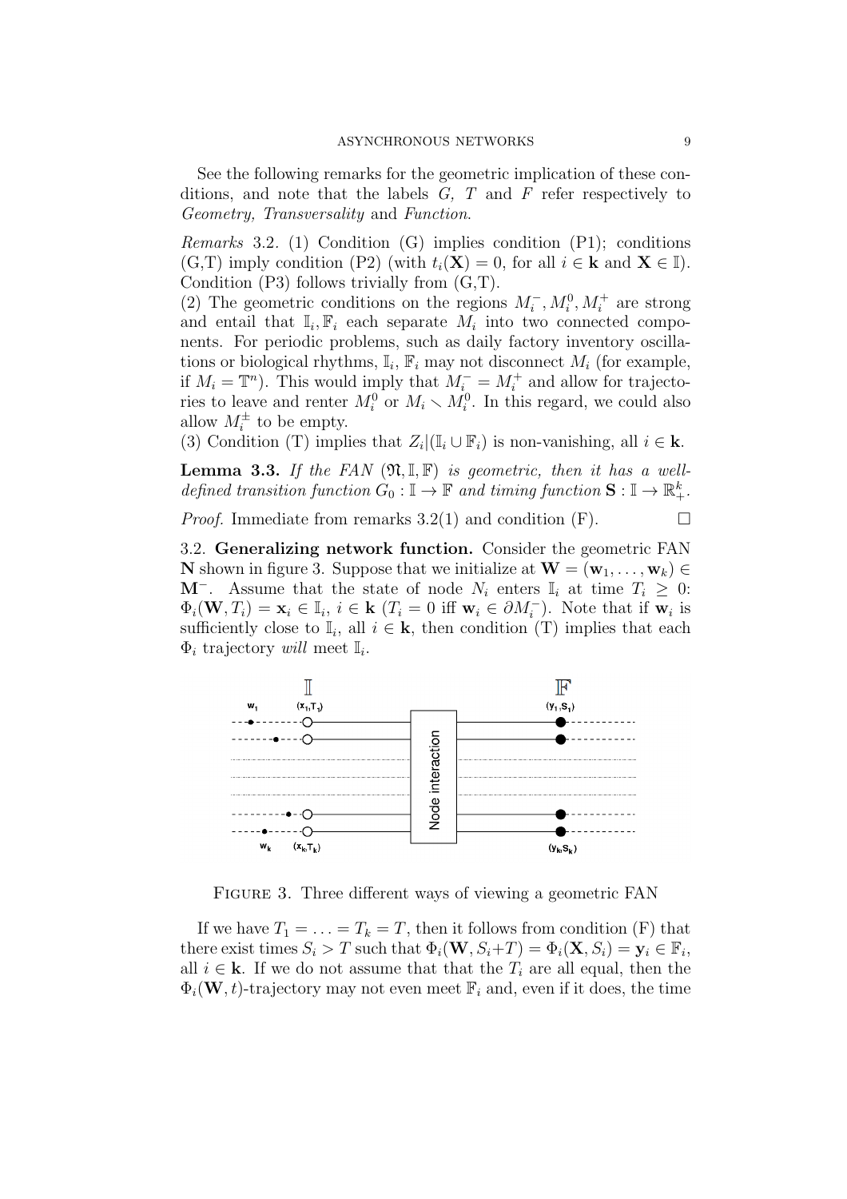See the following remarks for the geometric implication of these conditions, and note that the labels $G$, $T$ and $F$ refer respectively to *Geometry, Transversality* and *Function*.

*Remarks* 3.2. (1) Condition (G) implies condition (P1); conditions (G,T) imply condition (P2) (with $t_i(\mathbf{X}) = 0$, for all $i \in \mathbf{k}$ and $\mathbf{X} \in \mathbb{I}$). Condition (P3) follows trivially from (G,T).
(2) The geometric conditions on the regions $M_i^-, M_i^0, M_i^+$ are strong and entail that $\mathbb{I}_i, \mathbb{F}_i$ each separate $M_i$ into two connected components. For periodic problems, such as daily factory inventory oscillations or biological rhythms, $\mathbb{I}_i$, $\mathbb{F}_i$ may not disconnect $M_i$ (for example, if $M_i = \mathbb{T}^n$). This would imply that $M_i^- = M_i^+$ and allow for trajectories to leave and renter $M_i^0$ or $M_i \smallsetminus M_i^0$. In this regard, we could also allow $M_i^{\pm}$ to be empty.
(3) Condition (T) implies that $Z_i|(\mathbb{I}_i \cup \mathbb{F}_i)$ is non-vanishing, all $i \in \mathbf{k}$.

**Lemma 3.3.** *If the FAN $(\mathfrak{N}, \mathbb{I}, \mathbb{F})$ is geometric, then it has a well-defined transition function $G_0 : \mathbb{I} \to \mathbb{F}$ and timing function $\mathbf{S} : \mathbb{I} \to \mathbb{R}_+^k$.*

*Proof.* Immediate from remarks 3.2(1) and condition (F). □

3.2. **Generalizing network function.** Consider the geometric FAN $\mathbf{N}$ shown in figure 3. Suppose that we initialize at $\mathbf{W} = (\mathbf{w}_1, \dots, \mathbf{w}_k) \in \mathbf{M}^-$. Assume that the state of node $N_i$ enters $\mathbb{I}_i$ at time $T_i \geq 0$: $\Phi_i(\mathbf{W}, T_i) = \mathbf{x}_i \in \mathbb{I}_i$, $i \in \mathbf{k}$ ($T_i = 0$ iff $\mathbf{w}_i \in \partial M_i^-$). Note that if $\mathbf{w}_i$ is sufficiently close to $\mathbb{I}_i$, all $i \in \mathbf{k}$, then condition (T) implies that each $\Phi_i$ trajectory *will* meet $\mathbb{I}_i$.

FIGURE 3. Three different ways of viewing a geometric FAN

If we have $T_1 = \ldots = T_k = T$, then it follows from condition (F) that there exist times $S_i > T$ such that $\Phi_i(\mathbf{W}, S_i + T) = \Phi_i(\mathbf{X}, S_i) = \mathbf{y}_i \in \mathbb{F}_i$, all $i \in \mathbf{k}$. If we do not assume that that the $T_i$ are all equal, then the $\Phi_i(\mathbf{W}, t)$-trajectory may not even meet $\mathbb{F}_i$ and, even if it does, the time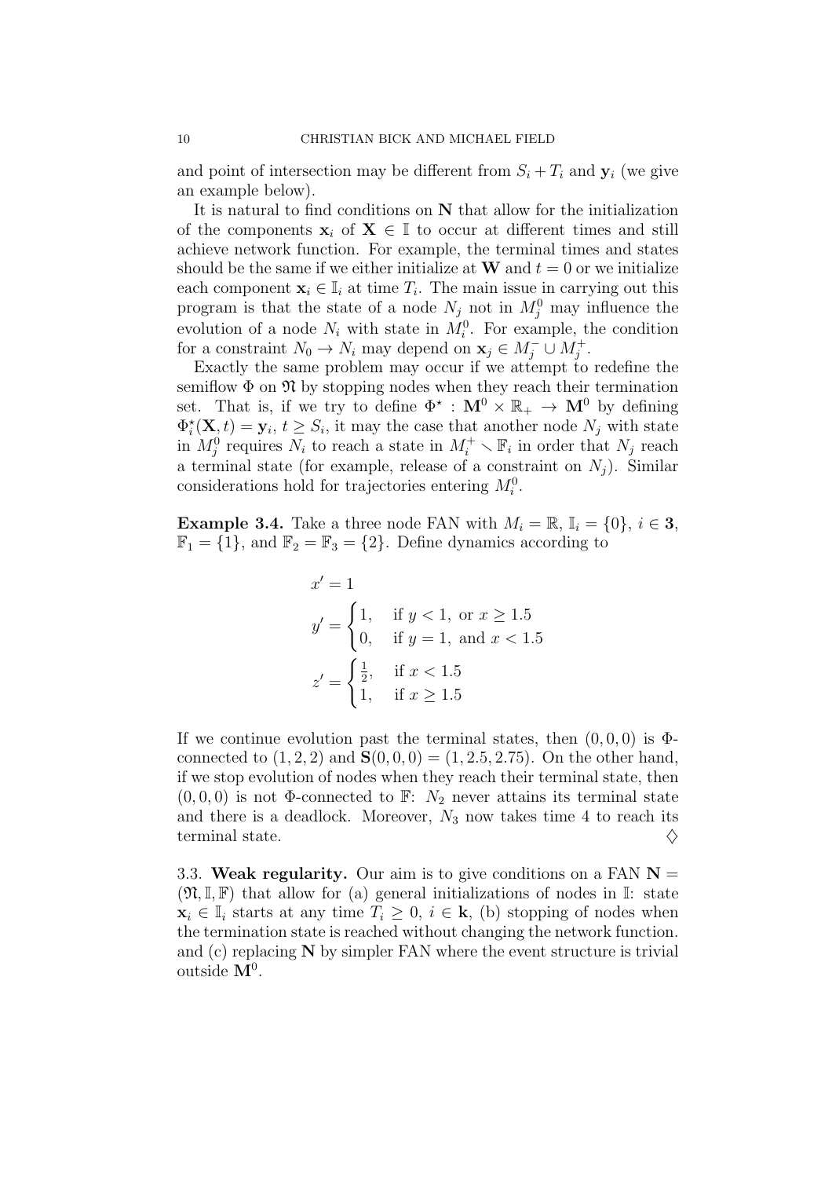and point of intersection may be different from $S_i + T_i$ and $\mathbf{y}_i$ (we give an example below).

It is natural to find conditions on $\mathbf{N}$ that allow for the initialization of the components $\mathbf{x}_i$ of $\mathbf{X} \in \mathbb{I}$ to occur at different times and still achieve network function. For example, the terminal times and states should be the same if we either initialize at $\mathbf{W}$ and $t = 0$ or we initialize each component $\mathbf{x}_i \in \mathbb{I}_i$ at time $T_i$. The main issue in carrying out this program is that the state of a node $N_j$ not in $M_j^0$ may influence the evolution of a node $N_i$ with state in $M_i^0$. For example, the condition for a constraint $N_0 \to N_i$ may depend on $\mathbf{x}_j \in M_j^- \cup M_j^+$.

Exactly the same problem may occur if we attempt to redefine the semiflow $\Phi$ on $\mathfrak{N}$ by stopping nodes when they reach their termination set. That is, if we try to define $\Phi^\star : \mathbf{M}^0 \times \mathbb{R}_+ \to \mathbf{M}^0$ by defining $\Phi_i^\star(\mathbf{X}, t) = \mathbf{y}_i$, $t \geq S_i$, it may the case that another node $N_j$ with state in $M_j^0$ requires $N_i$ to reach a state in $M_i^+ \smallsetminus \mathbb{F}_i$ in order that $N_j$ reach a terminal state (for example, release of a constraint on $N_j$). Similar considerations hold for trajectories entering $M_i^0$.

**Example 3.4.** Take a three node FAN with $M_i = \mathbb{R}$, $\mathbb{I}_i = \{0\}$, $i \in \mathbf{3}$, $\mathbb{F}_1 = \{1\}$, and $\mathbb{F}_2 = \mathbb{F}_3 = \{2\}$. Define dynamics according to

$$
\begin{aligned}
x' &= 1 \\
y' &= \begin{cases} 1, & \text{if } y < 1, \text{ or } x \geq 1.5 \\ 0, & \text{if } y = 1, \text{ and } x < 1.5 \end{cases} \\
z' &= \begin{cases} \frac{1}{2}, & \text{if } x < 1.5 \\ 1, & \text{if } x \geq 1.5 \end{cases}
\end{aligned}
$$

If we continue evolution past the terminal states, then $(0, 0, 0)$ is $\Phi$-connected to $(1, 2, 2)$ and $\mathbf{S}(0, 0, 0) = (1, 2.5, 2.75)$. On the other hand, if we stop evolution of nodes when they reach their terminal state, then $(0, 0, 0)$ is not $\Phi$-connected to $\mathbb{F}$: $N_2$ never attains its terminal state and there is a deadlock. Moreover, $N_3$ now takes time 4 to reach its terminal state. $\diamondsuit$

3.3. **Weak regularity.** Our aim is to give conditions on a FAN $\mathbf{N} = (\mathfrak{N}, \mathbb{I}, \mathbb{F})$ that allow for (a) general initializations of nodes in $\mathbb{I}$: state $\mathbf{x}_i \in \mathbb{I}_i$ starts at any time $T_i \geq 0$, $i \in \mathbf{k}$, (b) stopping of nodes when the termination state is reached without changing the network function. and (c) replacing $\mathbf{N}$ by simpler FAN where the event structure is trivial outside $\mathbf{M}^0$.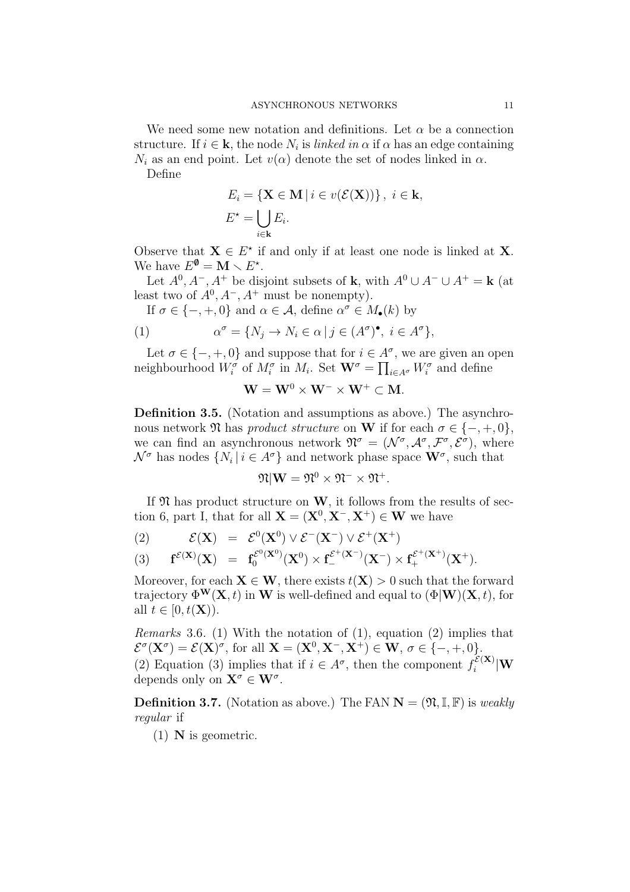We need some new notation and definitions. Let $\alpha$ be a connection structure. If $i \in \mathbf{k}$, the node $N_i$ is *linked in* $\alpha$ if $\alpha$ has an edge containing $N_i$ as an end point. Let $v(\alpha)$ denote the set of nodes linked in $\alpha$.

Define

$$E_i = \{\mathbf{X} \in \mathbf{M} \mid i \in v(\mathcal{E}(\mathbf{X}))\}, \ i \in \mathbf{k},$$

$$E^\star = \bigcup_{i \in \mathbf{k}} E_i.$$

Observe that $\mathbf{X} \in E^\star$ if and only if at least one node is linked at $\mathbf{X}$. We have $E^{\emptyset} = \mathbf{M} \smallsetminus E^\star$.

Let $A^0, A^-, A^+$ be disjoint subsets of $\mathbf{k}$, with $A^0 \cup A^- \cup A^+ = \mathbf{k}$ (at least two of $A^0, A^-, A^+$ must be nonempty).

If $\sigma \in \{-, +, 0\}$ and $\alpha \in \mathcal{A}$, define $\alpha^\sigma \in M_\bullet(k)$ by

$$\alpha^\sigma = \{N_j \to N_i \in \alpha \mid j \in (A^\sigma)^\bullet, \ i \in A^\sigma\}, \tag{1}$$

Let $\sigma \in \{-, +, 0\}$ and suppose that for $i \in A^\sigma$, we are given an open neighbourhood $W_i^\sigma$ of $M_i^\sigma$ in $M_i$. Set $\mathbf{W}^\sigma = \prod_{i \in A^\sigma} W_i^\sigma$ and define

$$\mathbf{W} = \mathbf{W}^0 \times \mathbf{W}^- \times \mathbf{W}^+ \subset \mathbf{M}.$$

**Definition 3.5.** (Notation and assumptions as above.) The asynchronous network $\mathfrak{N}$ has *product structure* on $\mathbf{W}$ if for each $\sigma \in \{-, +, 0\}$, we can find an asynchronous network $\mathfrak{N}^\sigma = (\mathcal{N}^\sigma, \mathcal{A}^\sigma, \mathcal{F}^\sigma, \mathcal{E}^\sigma)$, where $\mathcal{N}^\sigma$ has nodes $\{N_i \mid i \in A^\sigma\}$ and network phase space $\mathbf{W}^\sigma$, such that

$$\mathfrak{N}|\mathbf{W} = \mathfrak{N}^0 \times \mathfrak{N}^- \times \mathfrak{N}^+.$$

If $\mathfrak{N}$ has product structure on $\mathbf{W}$, it follows from the results of section 6, part I, that for all $\mathbf{X} = (\mathbf{X}^0, \mathbf{X}^-, \mathbf{X}^+) \in \mathbf{W}$ we have

$$\mathcal{E}(\mathbf{X}) \;=\; \mathcal{E}^0(\mathbf{X}^0) \vee \mathcal{E}^-(\mathbf{X}^-) \vee \mathcal{E}^+(\mathbf{X}^+) \tag{2}$$

$$\mathbf{f}^{\mathcal{E}(\mathbf{X})}(\mathbf{X}) \;=\; \mathbf{f}_0^{\mathcal{E}^0(\mathbf{X}^0)}(\mathbf{X}^0) \times \mathbf{f}_-^{\mathcal{E}^+(\mathbf{X}^-)}(\mathbf{X}^-) \times \mathbf{f}_+^{\mathcal{E}^+(\mathbf{X}^+)}(\mathbf{X}^+). \tag{3}$$

Moreover, for each $\mathbf{X} \in \mathbf{W}$, there exists $t(\mathbf{X}) > 0$ such that the forward trajectory $\Phi^{\mathbf{W}}(\mathbf{X}, t)$ in $\mathbf{W}$ is well-defined and equal to $(\Phi|\mathbf{W})(\mathbf{X}, t)$, for all $t \in [0, t(\mathbf{X}))$.

*Remarks* 3.6. (1) With the notation of (1), equation (2) implies that $\mathcal{E}^\sigma(\mathbf{X}^\sigma) = \mathcal{E}(\mathbf{X})^\sigma$, for all $\mathbf{X} = (\mathbf{X}^0, \mathbf{X}^-, \mathbf{X}^+) \in \mathbf{W}$, $\sigma \in \{-, +, 0\}$.
(2) Equation (3) implies that if $i \in A^\sigma$, then the component $f_i^{\mathcal{E}(\mathbf{X})}|\mathbf{W}$ depends only on $\mathbf{X}^\sigma \in \mathbf{W}^\sigma$.

**Definition 3.7.** (Notation as above.) The FAN $\mathbf{N} = (\mathfrak{N}, \mathbb{I}, \mathbb{F})$ is *weakly regular* if

(1) $\mathbf{N}$ is geometric.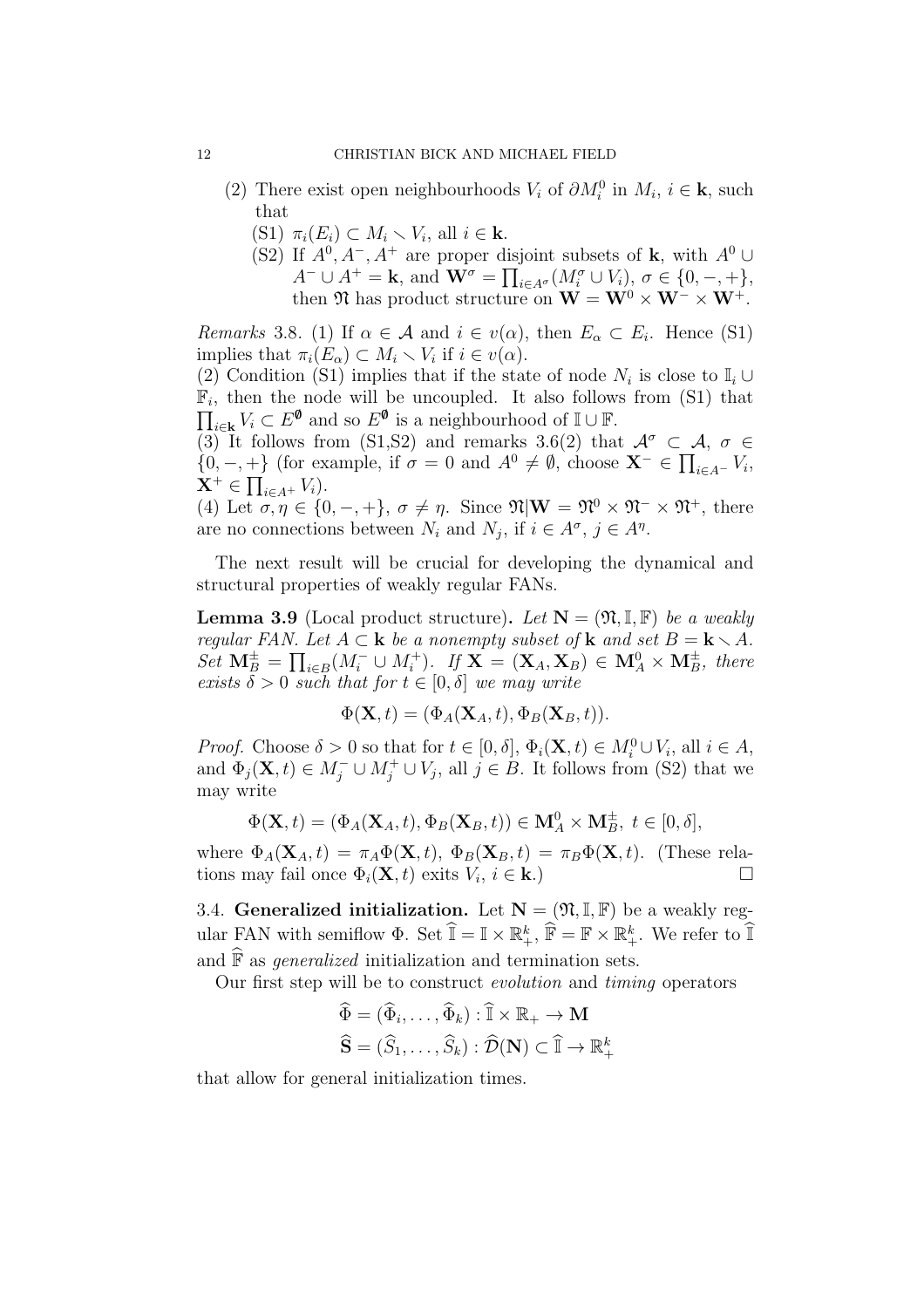(2) There exist open neighbourhoods $V_i$ of $\partial M_i^0$ in $M_i$, $i \in \mathbf{k}$, such that

(S1) $\pi_i(E_i) \subset M_i \smallsetminus V_i$, all $i \in \mathbf{k}$.

(S2) If $A^0, A^-, A^+$ are proper disjoint subsets of $\mathbf{k}$, with $A^0 \cup A^- \cup A^+ = \mathbf{k}$, and $\mathbf{W}^\sigma = \prod_{i \in A^\sigma}(M_i^\sigma \cup V_i)$, $\sigma \in \{0, -, +\}$, then $\mathfrak{N}$ has product structure on $\mathbf{W} = \mathbf{W}^0 \times \mathbf{W}^- \times \mathbf{W}^+$.

*Remarks* 3.8. (1) If $\alpha \in \mathcal{A}$ and $i \in v(\alpha)$, then $E_\alpha \subset E_i$. Hence (S1) implies that $\pi_i(E_\alpha) \subset M_i \smallsetminus V_i$ if $i \in v(\alpha)$.
(2) Condition (S1) implies that if the state of node $N_i$ is close to $\mathbb{I}_i \cup \mathbb{F}_i$, then the node will be uncoupled. It also follows from (S1) that $\prod_{i \in \mathbf{k}} V_i \subset E^{\emptyset}$ and so $E^{\emptyset}$ is a neighbourhood of $\mathbb{I} \cup \mathbb{F}$.
(3) It follows from (S1,S2) and remarks 3.6(2) that $\mathcal{A}^\sigma \subset \mathcal{A}$, $\sigma \in \{0, -, +\}$ (for example, if $\sigma = 0$ and $A^0 \neq \emptyset$, choose $\mathbf{X}^- \in \prod_{i \in A^-} V_i$, $\mathbf{X}^+ \in \prod_{i \in A^+} V_i$).
(4) Let $\sigma, \eta \in \{0, -, +\}$, $\sigma \neq \eta$. Since $\mathfrak{N}|\mathbf{W} = \mathfrak{N}^0 \times \mathfrak{N}^- \times \mathfrak{N}^+$, there are no connections between $N_i$ and $N_j$, if $i \in A^\sigma$, $j \in A^\eta$.

The next result will be crucial for developing the dynamical and structural properties of weakly regular FANs.

**Lemma 3.9** (Local product structure)**.** *Let $\mathbf{N} = (\mathfrak{N}, \mathbb{I}, \mathbb{F})$ be a weakly regular FAN. Let $A \subset \mathbf{k}$ be a nonempty subset of $\mathbf{k}$ and set $B = \mathbf{k} \smallsetminus A$. Set $\mathbf{M}_B^\pm = \prod_{i \in B}(M_i^- \cup M_i^+)$. If $\mathbf{X} = (\mathbf{X}_A, \mathbf{X}_B) \in \mathbf{M}_A^0 \times \mathbf{M}_B^\pm$, there exists $\delta > 0$ such that for $t \in [0, \delta]$ we may write*

$$\Phi(\mathbf{X}, t) = (\Phi_A(\mathbf{X}_A, t), \Phi_B(\mathbf{X}_B, t)).$$

*Proof.* Choose $\delta > 0$ so that for $t \in [0, \delta]$, $\Phi_i(\mathbf{X}, t) \in M_i^0 \cup V_i$, all $i \in A$, and $\Phi_j(\mathbf{X}, t) \in M_j^- \cup M_j^+ \cup V_j$, all $j \in B$. It follows from (S2) that we may write

$$\Phi(\mathbf{X}, t) = (\Phi_A(\mathbf{X}_A, t), \Phi_B(\mathbf{X}_B, t)) \in \mathbf{M}_A^0 \times \mathbf{M}_B^\pm,\ t \in [0, \delta],$$

where $\Phi_A(\mathbf{X}_A, t) = \pi_A \Phi(\mathbf{X}, t)$, $\Phi_B(\mathbf{X}_B, t) = \pi_B \Phi(\mathbf{X}, t)$. (These relations may fail once $\Phi_i(\mathbf{X}, t)$ exits $V_i$, $i \in \mathbf{k}$.) □

3.4. **Generalized initialization.** Let $\mathbf{N} = (\mathfrak{N}, \mathbb{I}, \mathbb{F})$ be a weakly regular FAN with semiflow $\Phi$. Set $\widehat{\mathbb{I}} = \mathbb{I} \times \mathbb{R}_+^k$, $\widehat{\mathbb{F}} = \mathbb{F} \times \mathbb{R}_+^k$. We refer to $\widehat{\mathbb{I}}$ and $\widehat{\mathbb{F}}$ as *generalized* initialization and termination sets.

Our first step will be to construct *evolution* and *timing* operators

$$\widehat{\Phi} = (\widehat{\Phi}_i, \dots, \widehat{\Phi}_k) : \widehat{\mathbb{I}} \times \mathbb{R}_+ \to \mathbf{M}$$
$$\widehat{\mathbf{S}} = (\widehat{S}_1, \dots, \widehat{S}_k) : \widehat{\mathcal{D}}(\mathbf{N}) \subset \widehat{\mathbb{I}} \to \mathbb{R}_+^k$$

that allow for general initialization times.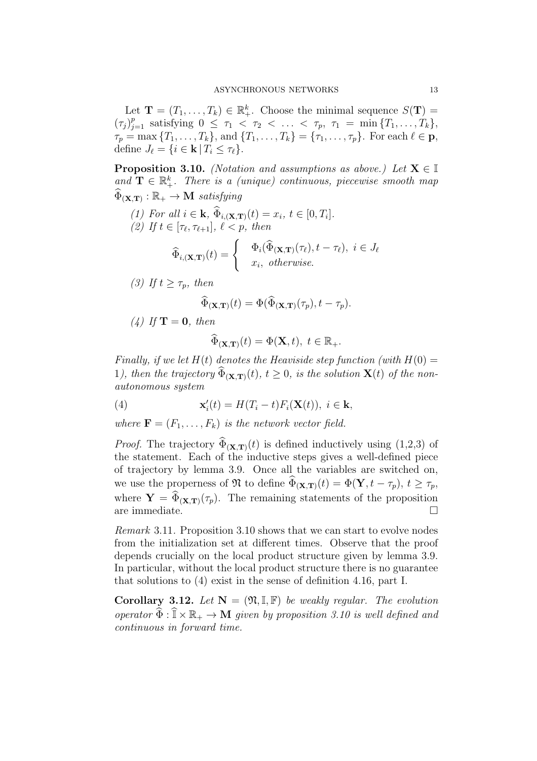Let $\mathbf{T} = (T_1, \ldots, T_k) \in \mathbb{R}_+^k$. Choose the minimal sequence $S(\mathbf{T}) = (\tau_j)_{j=1}^p$ satisfying $0 \leq \tau_1 < \tau_2 < \ldots < \tau_p$, $\tau_1 = \min\{T_1, \ldots, T_k\}$, $\tau_p = \max\{T_1, \ldots, T_k\}$, and $\{T_1, \ldots, T_k\} = \{\tau_1, \ldots, \tau_p\}$. For each $\ell \in \mathbf{p}$, define $J_\ell = \{i \in \mathbf{k} \,|\, T_i \leq \tau_\ell\}$.

**Proposition 3.10.** *(Notation and assumptions as above.) Let $\mathbf{X} \in \mathbb{I}$ and $\mathbf{T} \in \mathbb{R}_+^k$. There is a (unique) continuous, piecewise smooth map $\widehat{\Phi}_{(\mathbf{X},\mathbf{T})} : \mathbb{R}_+ \to \mathbf{M}$ satisfying*

*(1) For all $i \in \mathbf{k}$, $\widehat{\Phi}_{i,(\mathbf{X},\mathbf{T})}(t) = x_i$, $t \in [0, T_i]$.*

*(2) If $t \in [\tau_\ell, \tau_{\ell+1}]$, $\ell < p$, then*

$$\widehat{\Phi}_{i,(\mathbf{X},\mathbf{T})}(t) = \begin{cases} \Phi_i(\widehat{\Phi}_{(\mathbf{X},\mathbf{T})}(\tau_\ell), t - \tau_\ell), \ i \in J_\ell \\ x_i, \ \textit{otherwise}. \end{cases}$$

*(3) If $t \geq \tau_p$, then*

$$\widehat{\Phi}_{(\mathbf{X},\mathbf{T})}(t) = \Phi(\widehat{\Phi}_{(\mathbf{X},\mathbf{T})}(\tau_p), t - \tau_p).$$

*(4) If $\mathbf{T} = \mathbf{0}$, then*

$$\widehat{\Phi}_{(\mathbf{X},\mathbf{T})}(t) = \Phi(\mathbf{X}, t), \ t \in \mathbb{R}_+.$$

*Finally, if we let $H(t)$ denotes the Heaviside step function (with $H(0) = 1$), then the trajectory $\widehat{\Phi}_{(\mathbf{X},\mathbf{T})}(t)$, $t \geq 0$, is the solution $\mathbf{X}(t)$ of the non-autonomous system*

$$\mathbf{x}_i'(t) = H(T_i - t) F_i(\mathbf{X}(t)), \ i \in \mathbf{k}, \tag{4}$$

*where $\mathbf{F} = (F_1, \ldots, F_k)$ is the network vector field.*

*Proof.* The trajectory $\widehat{\Phi}_{(\mathbf{X},\mathbf{T})}(t)$ is defined inductively using (1,2,3) of the statement. Each of the inductive steps gives a well-defined piece of trajectory by lemma 3.9. Once all the variables are switched on, we use the properness of $\mathfrak{N}$ to define $\widehat{\Phi}_{(\mathbf{X},\mathbf{T})}(t) = \Phi(\mathbf{Y}, t - \tau_p)$, $t \geq \tau_p$, where $\mathbf{Y} = \widehat{\Phi}_{(\mathbf{X},\mathbf{T})}(\tau_p)$. The remaining statements of the proposition are immediate. $\square$

*Remark* 3.11. Proposition 3.10 shows that we can start to evolve nodes from the initialization set at different times. Observe that the proof depends crucially on the local product structure given by lemma 3.9. In particular, without the local product structure there is no guarantee that solutions to (4) exist in the sense of definition 4.16, part I.

**Corollary 3.12.** *Let $\mathbf{N} = (\mathfrak{N}, \mathbb{I}, \mathbb{F})$ be weakly regular. The evolution operator $\widehat{\Phi} : \widehat{\mathbb{I}} \times \mathbb{R}_+ \to \mathbf{M}$ given by proposition 3.10 is well defined and continuous in forward time.*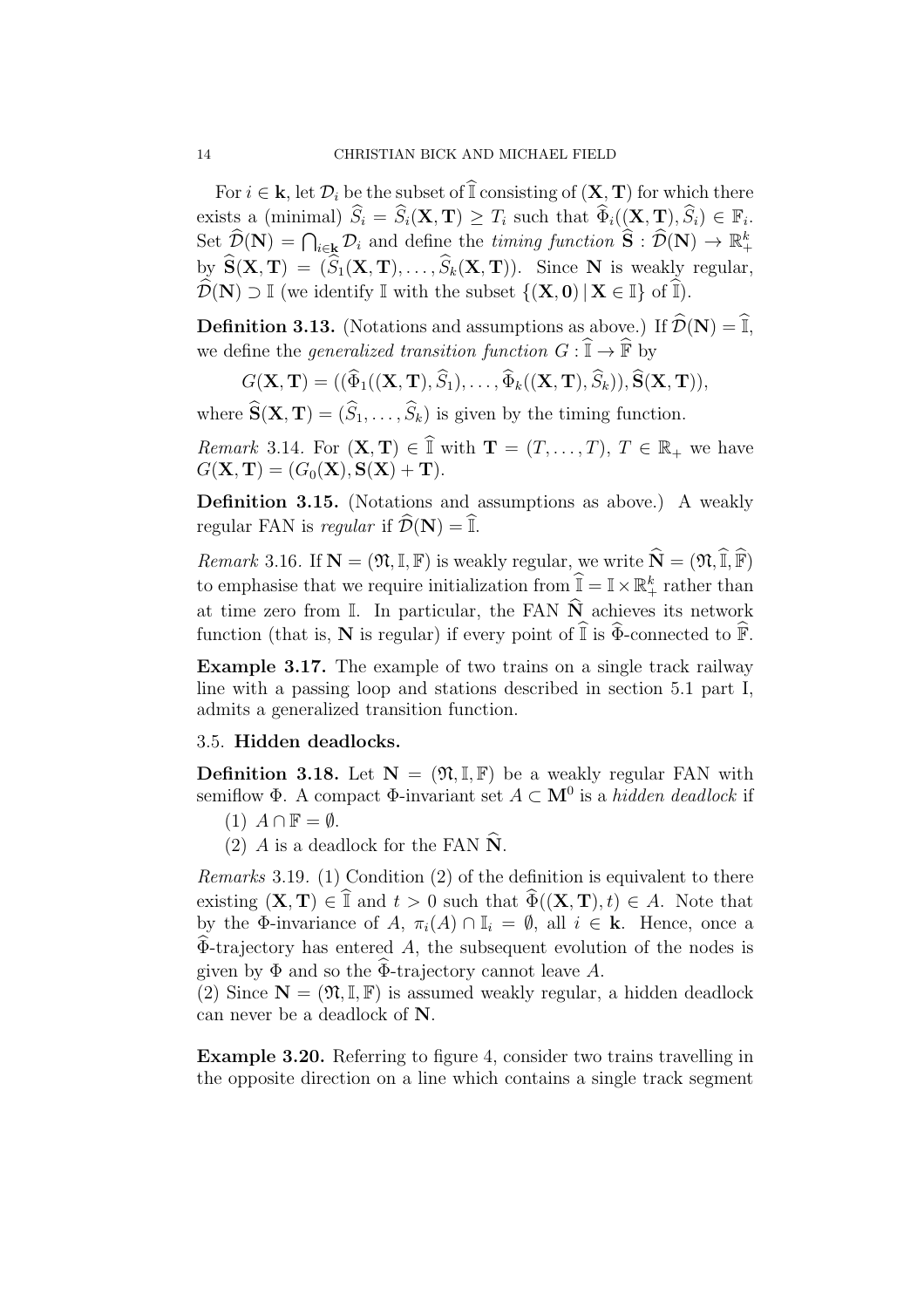For $i \in \mathbf{k}$, let $\mathcal{D}_i$ be the subset of $\widehat{\mathbb{I}}$ consisting of $(\mathbf{X}, \mathbf{T})$ for which there exists a (minimal) $\widehat{S}_i = \widehat{S}_i(\mathbf{X}, \mathbf{T}) \geq T_i$ such that $\widehat{\Phi}_i((\mathbf{X}, \mathbf{T}), \widehat{S}_i) \in \mathbb{F}_i$. Set $\widehat{\mathcal{D}}(\mathbf{N}) = \bigcap_{i \in \mathbf{k}} \mathcal{D}_i$ and define the *timing function* $\widehat{\mathbf{S}} : \widehat{\mathcal{D}}(\mathbf{N}) \to \mathbb{R}_+^k$ by $\widehat{\mathbf{S}}(\mathbf{X}, \mathbf{T}) = (\widehat{S}_1(\mathbf{X}, \mathbf{T}), \ldots, \widehat{S}_k(\mathbf{X}, \mathbf{T}))$. Since $\mathbf{N}$ is weakly regular, $\widehat{\mathcal{D}}(\mathbf{N}) \supset \mathbb{I}$ (we identify $\mathbb{I}$ with the subset $\{(\mathbf{X}, \mathbf{0}) \mid \mathbf{X} \in \mathbb{I}\}$ of $\widehat{\mathbb{I}}$).

**Definition 3.13.** (Notations and assumptions as above.) If $\widehat{\mathcal{D}}(\mathbf{N}) = \widehat{\mathbb{I}}$, we define the *generalized transition function* $G : \widehat{\mathbb{I}} \to \widehat{\mathbb{F}}$ by

$$G(\mathbf{X}, \mathbf{T}) = ((\widehat{\Phi}_1((\mathbf{X}, \mathbf{T}), \widehat{S}_1), \ldots, \widehat{\Phi}_k((\mathbf{X}, \mathbf{T}), \widehat{S}_k)), \widehat{\mathbf{S}}(\mathbf{X}, \mathbf{T})),$$

where $\widehat{\mathbf{S}}(\mathbf{X}, \mathbf{T}) = (\widehat{S}_1, \ldots, \widehat{S}_k)$ is given by the timing function.

*Remark* 3.14. For $(\mathbf{X}, \mathbf{T}) \in \widehat{\mathbb{I}}$ with $\mathbf{T} = (T, \ldots, T)$, $T \in \mathbb{R}_+$ we have $G(\mathbf{X}, \mathbf{T}) = (G_0(\mathbf{X}), \mathbf{S}(\mathbf{X}) + \mathbf{T})$.

**Definition 3.15.** (Notations and assumptions as above.) A weakly regular FAN is *regular* if $\widehat{\mathcal{D}}(\mathbf{N}) = \widehat{\mathbb{I}}$.

*Remark* 3.16. If $\mathbf{N} = (\mathfrak{N}, \mathbb{I}, \mathbb{F})$ is weakly regular, we write $\widehat{\mathbf{N}} = (\mathfrak{N}, \widehat{\mathbb{I}}, \widehat{\mathbb{F}})$ to emphasise that we require initialization from $\widehat{\mathbb{I}} = \mathbb{I} \times \mathbb{R}_+^k$ rather than at time zero from $\mathbb{I}$. In particular, the FAN $\widehat{\mathbf{N}}$ achieves its network function (that is, $\mathbf{N}$ is regular) if every point of $\widehat{\mathbb{I}}$ is $\widehat{\Phi}$-connected to $\widehat{\mathbb{F}}$.

**Example 3.17.** The example of two trains on a single track railway line with a passing loop and stations described in section 5.1 part I, admits a generalized transition function.

### 3.5. Hidden deadlocks.

**Definition 3.18.** Let $\mathbf{N} = (\mathfrak{N}, \mathbb{I}, \mathbb{F})$ be a weakly regular FAN with semiflow $\Phi$. A compact $\Phi$-invariant set $A \subset \mathbf{M}^0$ is a *hidden deadlock* if

1. $A \cap \mathbb{F} = \emptyset$.
2. $A$ is a deadlock for the FAN $\widehat{\mathbf{N}}$.

*Remarks* 3.19. (1) Condition (2) of the definition is equivalent to there existing $(\mathbf{X}, \mathbf{T}) \in \widehat{\mathbb{I}}$ and $t > 0$ such that $\widehat{\Phi}((\mathbf{X}, \mathbf{T}), t) \in A$. Note that by the $\Phi$-invariance of $A$, $\pi_i(A) \cap \mathbb{I}_i = \emptyset$, all $i \in \mathbf{k}$. Hence, once a $\widehat{\Phi}$-trajectory has entered $A$, the subsequent evolution of the nodes is given by $\Phi$ and so the $\widehat{\Phi}$-trajectory cannot leave $A$.
(2) Since $\mathbf{N} = (\mathfrak{N}, \mathbb{I}, \mathbb{F})$ is assumed weakly regular, a hidden deadlock can never be a deadlock of $\mathbf{N}$.

**Example 3.20.** Referring to figure 4, consider two trains travelling in the opposite direction on a line which contains a single track segment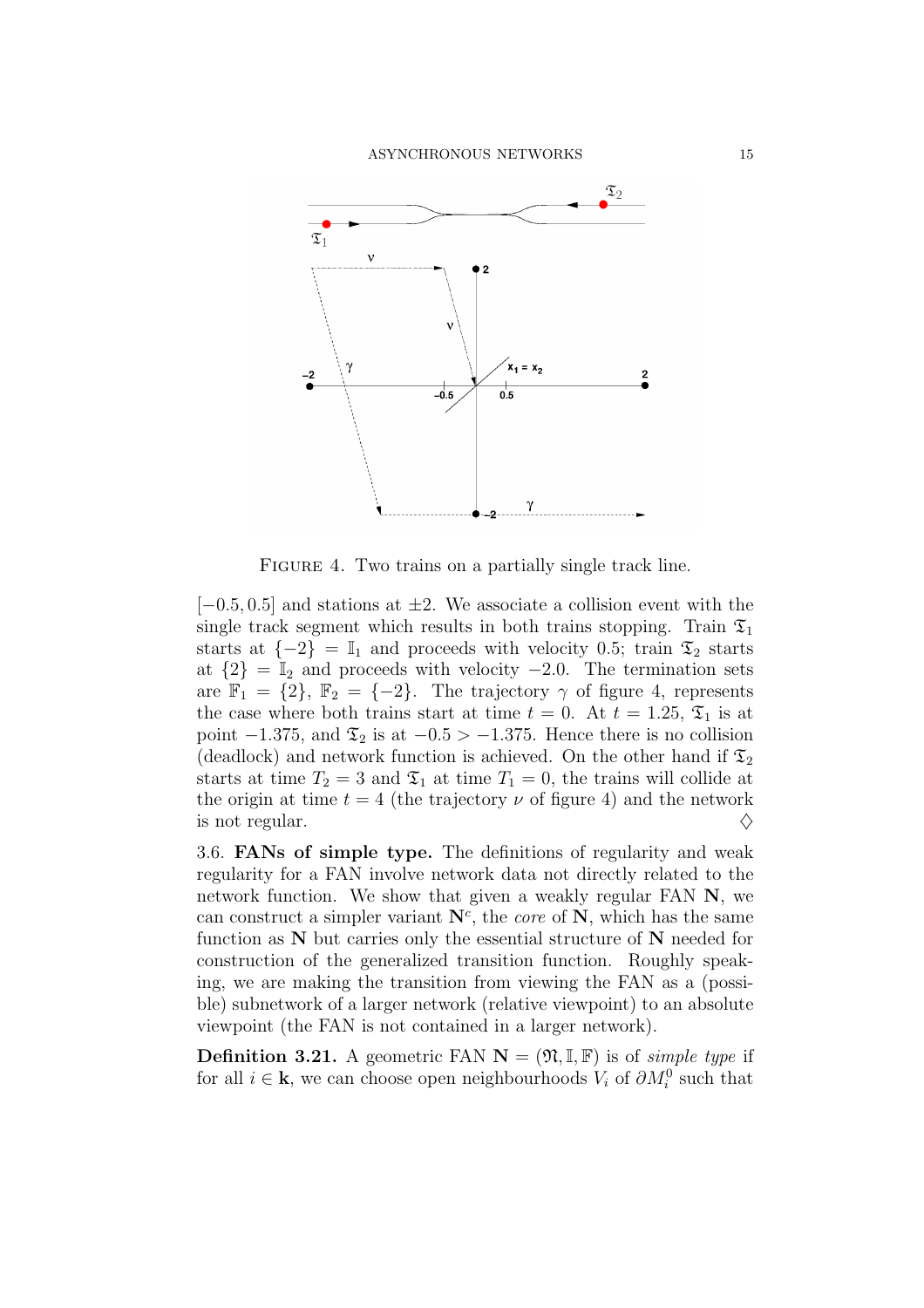FIGURE 4. Two trains on a partially single track line.

$[-0.5, 0.5]$ and stations at $\pm 2$. We associate a collision event with the single track segment which results in both trains stopping. Train $\mathfrak{T}_1$ starts at $\{-2\} = \mathbb{I}_1$ and proceeds with velocity 0.5; train $\mathfrak{T}_2$ starts at $\{2\} = \mathbb{I}_2$ and proceeds with velocity $-2.0$. The termination sets are $\mathbb{F}_1 = \{2\}$, $\mathbb{F}_2 = \{-2\}$. The trajectory $\gamma$ of figure 4, represents the case where both trains start at time $t = 0$. At $t = 1.25$, $\mathfrak{T}_1$ is at point $-1.375$, and $\mathfrak{T}_2$ is at $-0.5 > -1.375$. Hence there is no collision (deadlock) and network function is achieved. On the other hand if $\mathfrak{T}_2$ starts at time $T_2 = 3$ and $\mathfrak{T}_1$ at time $T_1 = 0$, the trains will collide at the origin at time $t = 4$ (the trajectory $\nu$ of figure 4) and the network is not regular. $\diamondsuit$

3.6. **FANs of simple type.** The definitions of regularity and weak regularity for a FAN involve network data not directly related to the network function. We show that given a weakly regular FAN $\mathbf{N}$, we can construct a simpler variant $\mathbf{N}^c$, the *core* of $\mathbf{N}$, which has the same function as $\mathbf{N}$ but carries only the essential structure of $\mathbf{N}$ needed for construction of the generalized transition function. Roughly speaking, we are making the transition from viewing the FAN as a (possible) subnetwork of a larger network (relative viewpoint) to an absolute viewpoint (the FAN is not contained in a larger network).

**Definition 3.21.** A geometric FAN $\mathbf{N} = (\mathfrak{N}, \mathbb{I}, \mathbb{F})$ is of *simple type* if for all $i \in \mathbf{k}$, we can choose open neighbourhoods $V_i$ of $\partial M_i^0$ such that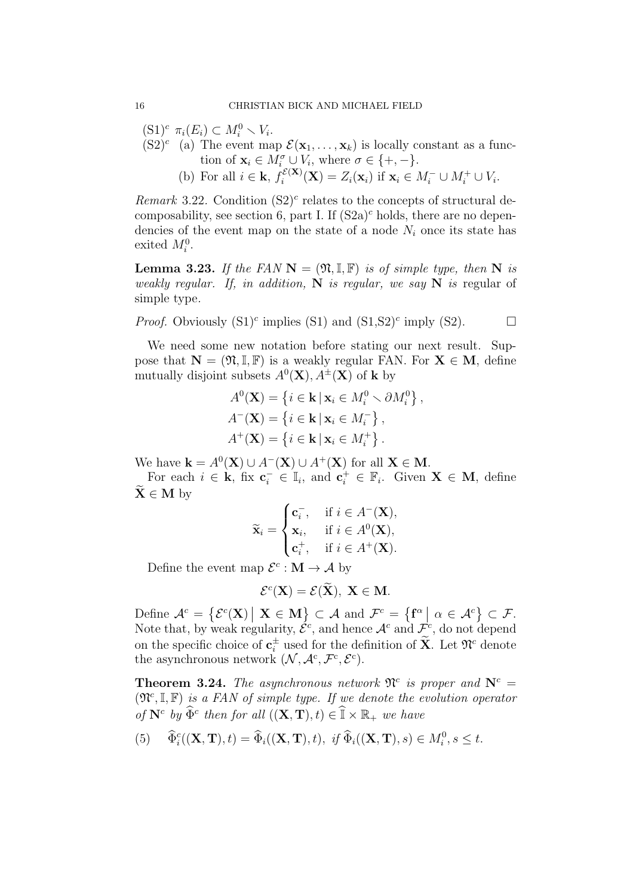(S1)$^c$ $\pi_i(E_i) \subset M_i^0 \smallsetminus V_i$.

(S2)$^c$ (a) The event map $\mathcal{E}(\mathbf{x}_1, \dots, \mathbf{x}_k)$ is locally constant as a function of $\mathbf{x}_i \in M_i^\sigma \cup V_i$, where $\sigma \in \{+, -\}$.

(b) For all $i \in \mathbf{k}$, $f_i^{\mathcal{E}(\mathbf{X})}(\mathbf{X}) = Z_i(\mathbf{x}_i)$ if $\mathbf{x}_i \in M_i^- \cup M_i^+ \cup V_i$.

*Remark* 3.22. Condition (S2)$^c$ relates to the concepts of structural decomposability, see section 6, part I. If (S2a)$^c$ holds, there are no dependencies of the event map on the state of a node $N_i$ once its state has exited $M_i^0$.

**Lemma 3.23.** *If the FAN $\mathbf{N} = (\mathfrak{N}, \mathbb{I}, \mathbb{F})$ is of simple type, then $\mathbf{N}$ is weakly regular. If, in addition, $\mathbf{N}$ is regular, we say $\mathbf{N}$ is* regular of simple type.

*Proof.* Obviously (S1)$^c$ implies (S1) and (S1,S2)$^c$ imply (S2). $\square$

We need some new notation before stating our next result. Suppose that $\mathbf{N} = (\mathfrak{N}, \mathbb{I}, \mathbb{F})$ is a weakly regular FAN. For $\mathbf{X} \in \mathbf{M}$, define mutually disjoint subsets $A^0(\mathbf{X}), A^\pm(\mathbf{X})$ of $\mathbf{k}$ by

$$
\begin{aligned}
A^0(\mathbf{X}) &= \left\{ i \in \mathbf{k} \,|\, \mathbf{x}_i \in M_i^0 \smallsetminus \partial M_i^0 \right\}, \\
A^-(\mathbf{X}) &= \left\{ i \in \mathbf{k} \,|\, \mathbf{x}_i \in M_i^- \right\}, \\
A^+(\mathbf{X}) &= \left\{ i \in \mathbf{k} \,|\, \mathbf{x}_i \in M_i^+ \right\}.
\end{aligned}
$$

We have $\mathbf{k} = A^0(\mathbf{X}) \cup A^-(\mathbf{X}) \cup A^+(\mathbf{X})$ for all $\mathbf{X} \in \mathbf{M}$.

For each $i \in \mathbf{k}$, fix $\mathbf{c}_i^- \in \mathbb{I}_i$, and $\mathbf{c}_i^+ \in \mathbb{F}_i$. Given $\mathbf{X} \in \mathbf{M}$, define $\widetilde{\mathbf{X}} \in \mathbf{M}$ by

$$
\widetilde{\mathbf{x}}_i = \begin{cases} \mathbf{c}_i^-, & \text{if } i \in A^-(\mathbf{X}), \\ \mathbf{x}_i, & \text{if } i \in A^0(\mathbf{X}), \\ \mathbf{c}_i^+, & \text{if } i \in A^+(\mathbf{X}). \end{cases}
$$

Define the event map $\mathcal{E}^c : \mathbf{M} \to \mathcal{A}$ by

$$
\mathcal{E}^c(\mathbf{X}) = \mathcal{E}(\widetilde{\mathbf{X}}), \ \mathbf{X} \in \mathbf{M}.
$$

Define $\mathcal{A}^c = \left\{ \mathcal{E}^c(\mathbf{X}) \,\middle|\, \mathbf{X} \in \mathbf{M} \right\} \subset \mathcal{A}$ and $\mathcal{F}^c = \left\{ \mathbf{f}^\alpha \,\middle|\, \alpha \in \mathcal{A}^c \right\} \subset \mathcal{F}$. Note that, by weak regularity, $\mathcal{E}^c$, and hence $\mathcal{A}^c$ and $\mathcal{F}^c$, do not depend on the specific choice of $\mathbf{c}_i^\pm$ used for the definition of $\widetilde{\mathbf{X}}$. Let $\mathfrak{N}^c$ denote the asynchronous network $(\mathcal{N}, \mathcal{A}^c, \mathcal{F}^c, \mathcal{E}^c)$.

**Theorem 3.24.** *The asynchronous network $\mathfrak{N}^c$ is proper and $\mathbf{N}^c = (\mathfrak{N}^c, \mathbb{I}, \mathbb{F})$ is a FAN of simple type. If we denote the evolution operator of $\mathbf{N}^c$ by $\widehat{\Phi}^c$ then for all $((\mathbf{X}, \mathbf{T}), t) \in \widehat{\mathbb{I}} \times \mathbb{R}_+$ we have*

$$
\widehat{\Phi}_i^c((\mathbf{X}, \mathbf{T}), t) = \widehat{\Phi}_i((\mathbf{X}, \mathbf{T}), t), \ \textit{if } \widehat{\Phi}_i((\mathbf{X}, \mathbf{T}), s) \in M_i^0, s \le t. \tag{5}
$$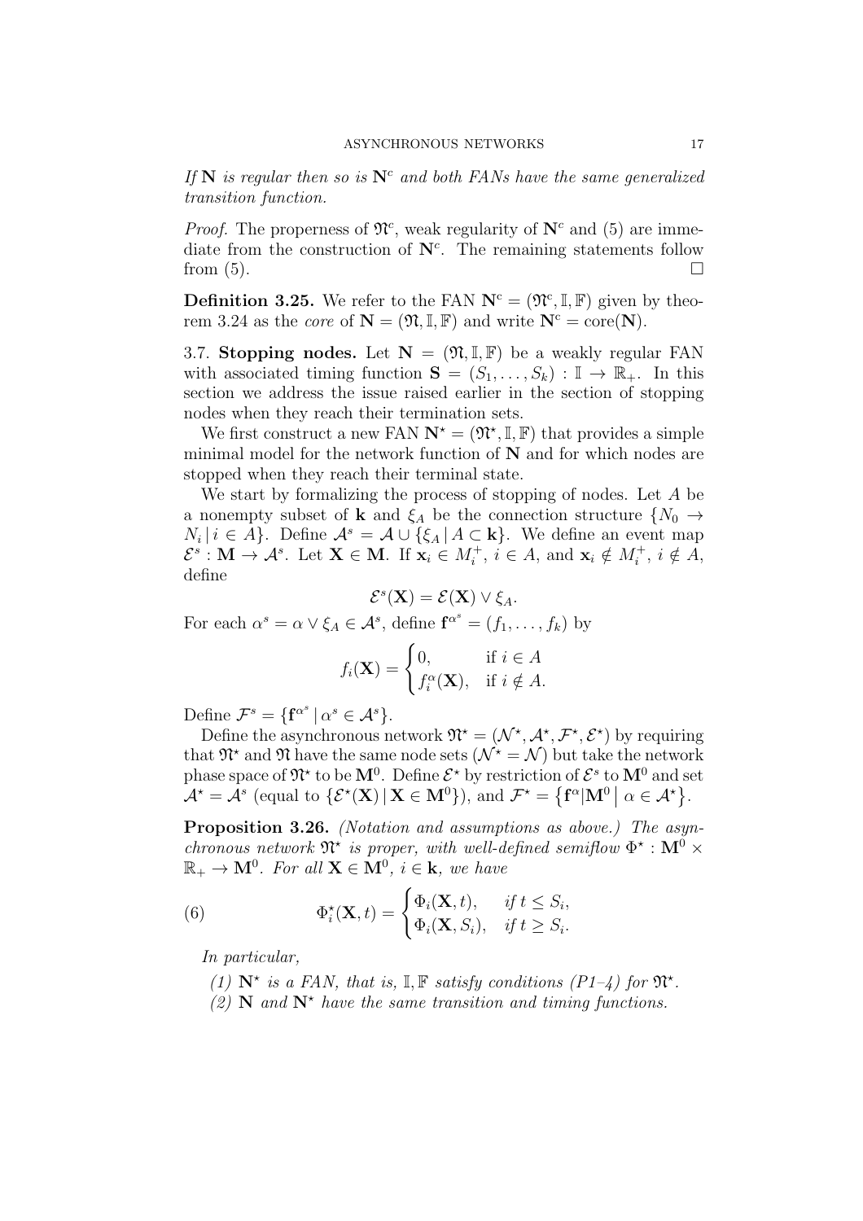*If $\mathbf{N}$ is regular then so is $\mathbf{N}^c$ and both FANs have the same generalized transition function.*

*Proof.* The properness of $\mathfrak{N}^c$, weak regularity of $\mathbf{N}^c$ and (5) are immediate from the construction of $\mathbf{N}^c$. The remaining statements follow from (5). □

**Definition 3.25.** We refer to the FAN $\mathbf{N}^c = (\mathfrak{N}^c, \mathbb{I}, \mathbb{F})$ given by theorem 3.24 as the *core* of $\mathbf{N} = (\mathfrak{N}, \mathbb{I}, \mathbb{F})$ and write $\mathbf{N}^c = \mathrm{core}(\mathbf{N})$.

3.7. **Stopping nodes.** Let $\mathbf{N} = (\mathfrak{N}, \mathbb{I}, \mathbb{F})$ be a weakly regular FAN with associated timing function $\mathbf{S} = (S_1, \dots, S_k) : \mathbb{I} \to \mathbb{R}_+$. In this section we address the issue raised earlier in the section of stopping nodes when they reach their termination sets.

We first construct a new FAN $\mathbf{N}^\star = (\mathfrak{N}^\star, \mathbb{I}, \mathbb{F})$ that provides a simple minimal model for the network function of $\mathbf{N}$ and for which nodes are stopped when they reach their terminal state.

We start by formalizing the process of stopping of nodes. Let $A$ be a nonempty subset of $\mathbf{k}$ and $\xi_A$ be the connection structure $\{N_0 \to N_i \mid i \in A\}$. Define $\mathcal{A}^s = \mathcal{A} \cup \{\xi_A \mid A \subset \mathbf{k}\}$. We define an event map $\mathcal{E}^s : \mathbf{M} \to \mathcal{A}^s$. Let $\mathbf{X} \in \mathbf{M}$. If $\mathbf{x}_i \in M_i^+$, $i \in A$, and $\mathbf{x}_i \notin M_i^+$, $i \notin A$, define

$$\mathcal{E}^s(\mathbf{X}) = \mathcal{E}(\mathbf{X}) \vee \xi_A.$$

For each $\alpha^s = \alpha \vee \xi_A \in \mathcal{A}^s$, define $\mathbf{f}^{\alpha^s} = (f_1, \dots, f_k)$ by

$$f_i(\mathbf{X}) = \begin{cases} 0, & \text{if } i \in A \\ f_i^\alpha(\mathbf{X}), & \text{if } i \notin A. \end{cases}$$

Define $\mathcal{F}^s = \{\mathbf{f}^{\alpha^s} \mid \alpha^s \in \mathcal{A}^s\}$.

Define the asynchronous network $\mathfrak{N}^\star = (\mathcal{N}^\star, \mathcal{A}^\star, \mathcal{F}^\star, \mathcal{E}^\star)$ by requiring that $\mathfrak{N}^\star$ and $\mathfrak{N}$ have the same node sets ($\mathcal{N}^\star = \mathcal{N}$) but take the network phase space of $\mathfrak{N}^\star$ to be $\mathbf{M}^0$. Define $\mathcal{E}^\star$ by restriction of $\mathcal{E}^s$ to $\mathbf{M}^0$ and set $\mathcal{A}^\star = \mathcal{A}^s$ (equal to $\{\mathcal{E}^\star(\mathbf{X}) \mid \mathbf{X} \in \mathbf{M}^0\}$), and $\mathcal{F}^\star = \{\mathbf{f}^\alpha | \mathbf{M}^0 \mid \alpha \in \mathcal{A}^\star\}$.

**Proposition 3.26.** *(Notation and assumptions as above.) The asynchronous network $\mathfrak{N}^\star$ is proper, with well-defined semiflow $\Phi^\star : \mathbf{M}^0 \times \mathbb{R}_+ \to \mathbf{M}^0$. For all $\mathbf{X} \in \mathbf{M}^0$, $i \in \mathbf{k}$, we have*

$$\Phi_i^\star(\mathbf{X}, t) = \begin{cases} \Phi_i(\mathbf{X}, t), & \text{if } t \le S_i, \\ \Phi_i(\mathbf{X}, S_i), & \text{if } t \ge S_i. \end{cases} \tag{6}$$

*In particular,*

*(1) $\mathbf{N}^\star$ is a FAN, that is, $\mathbb{I}, \mathbb{F}$ satisfy conditions (P1–4) for $\mathfrak{N}^\star$.*

*(2) $\mathbf{N}$ and $\mathbf{N}^\star$ have the same transition and timing functions.*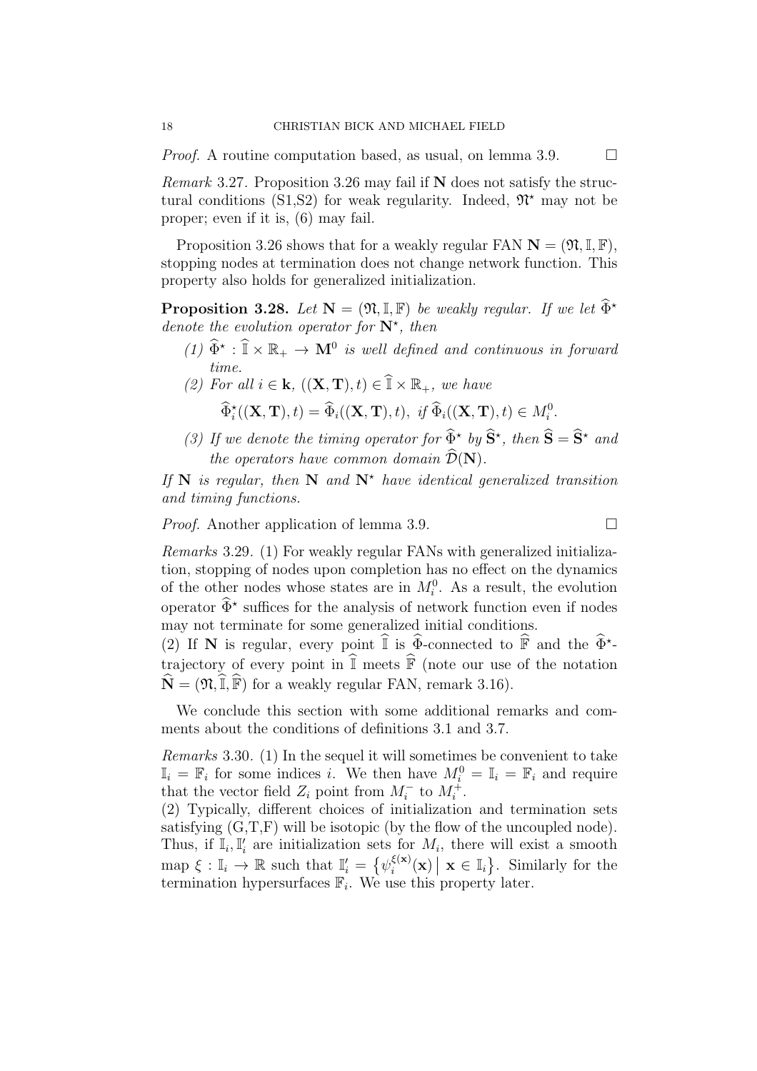*Proof.* A routine computation based, as usual, on lemma 3.9. $\square$

*Remark* 3.27. Proposition 3.26 may fail if $\mathbf{N}$ does not satisfy the structural conditions (S1,S2) for weak regularity. Indeed, $\mathfrak{N}^\star$ may not be proper; even if it is, (6) may fail.

Proposition 3.26 shows that for a weakly regular FAN $\mathbf{N} = (\mathfrak{N}, \mathbb{I}, \mathbb{F})$, stopping nodes at termination does not change network function. This property also holds for generalized initialization.

**Proposition 3.28.** *Let $\mathbf{N} = (\mathfrak{N}, \mathbb{I}, \mathbb{F})$ be weakly regular. If we let $\widehat{\Phi}^\star$ denote the evolution operator for $\mathbf{N}^\star$, then*

*(1) $\widehat{\Phi}^\star : \widehat{\mathbb{I}} \times \mathbb{R}_+ \to \mathbf{M}^0$ is well defined and continuous in forward time.*

*(2) For all $i \in \mathbf{k}$, $((\mathbf{X}, \mathbf{T}), t) \in \widehat{\mathbb{I}} \times \mathbb{R}_+$, we have*

$$\widehat{\Phi}^\star_i((\mathbf{X}, \mathbf{T}), t) = \widehat{\Phi}_i((\mathbf{X}, \mathbf{T}), t), \text{ if } \widehat{\Phi}_i((\mathbf{X}, \mathbf{T}), t) \in M^0_i.$$

*(3) If we denote the timing operator for $\widehat{\Phi}^\star$ by $\widehat{\mathbf{S}}^\star$, then $\widehat{\mathbf{S}} = \widehat{\mathbf{S}}^\star$ and the operators have common domain $\widehat{\mathcal{D}}(\mathbf{N})$.*

*If $\mathbf{N}$ is regular, then $\mathbf{N}$ and $\mathbf{N}^\star$ have identical generalized transition and timing functions.*

*Proof.* Another application of lemma 3.9. $\square$

*Remarks* 3.29. (1) For weakly regular FANs with generalized initialization, stopping of nodes upon completion has no effect on the dynamics of the other nodes whose states are in $M^0_i$. As a result, the evolution operator $\widehat{\Phi}^\star$ suffices for the analysis of network function even if nodes may not terminate for some generalized initial conditions.
(2) If $\mathbf{N}$ is regular, every point $\widehat{\mathbb{I}}$ is $\widehat{\Phi}$-connected to $\widehat{\mathbb{F}}$ and the $\widehat{\Phi}^\star$-trajectory of every point in $\widehat{\mathbb{I}}$ meets $\widehat{\mathbb{F}}$ (note our use of the notation $\widehat{\mathbf{N}} = (\mathfrak{N}, \widehat{\mathbb{I}}, \widehat{\mathbb{F}})$ for a weakly regular FAN, remark 3.16).

We conclude this section with some additional remarks and comments about the conditions of definitions 3.1 and 3.7.

*Remarks* 3.30. (1) In the sequel it will sometimes be convenient to take $\mathbb{I}_i = \mathbb{F}_i$ for some indices $i$. We then have $M^0_i = \mathbb{I}_i = \mathbb{F}_i$ and require that the vector field $Z_i$ point from $M^-_i$ to $M^+_i$.
(2) Typically, different choices of initialization and termination sets satisfying (G,T,F) will be isotopic (by the flow of the uncoupled node). Thus, if $\mathbb{I}_i, \mathbb{I}'_i$ are initialization sets for $M_i$, there will exist a smooth map $\xi : \mathbb{I}_i \to \mathbb{R}$ such that $\mathbb{I}'_i = \left\{\psi_i^{\xi(\mathbf{x})}(\mathbf{x}) \,\middle|\, \mathbf{x} \in \mathbb{I}_i\right\}$. Similarly for the termination hypersurfaces $\mathbb{F}_i$. We use this property later.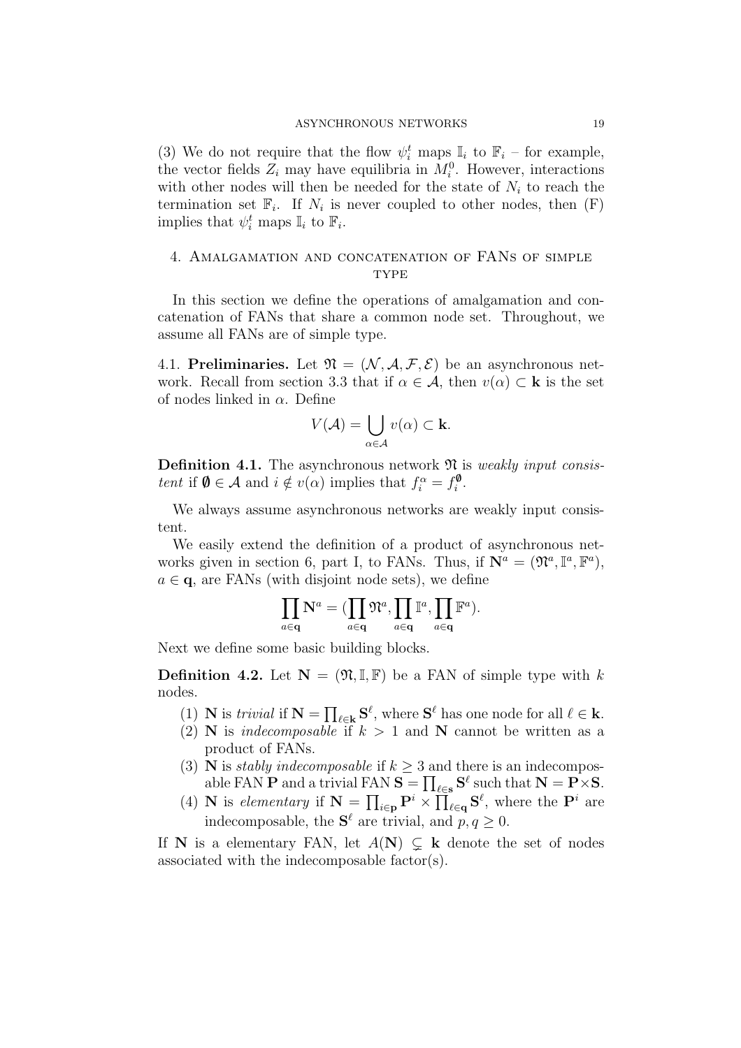(3) We do not require that the flow $\psi_i^t$ maps $\mathbb{I}_i$ to $\mathbb{F}_i$ – for example, the vector fields $Z_i$ may have equilibria in $M_i^0$. However, interactions with other nodes will then be needed for the state of $N_i$ to reach the termination set $\mathbb{F}_i$. If $N_i$ is never coupled to other nodes, then (F) implies that $\psi_i^t$ maps $\mathbb{I}_i$ to $\mathbb{F}_i$.

## 4. Amalgamation and concatenation of FANs of simple type

In this section we define the operations of amalgamation and concatenation of FANs that share a common node set. Throughout, we assume all FANs are of simple type.

4.1. **Preliminaries.** Let $\mathfrak{N} = (\mathcal{N}, \mathcal{A}, \mathcal{F}, \mathcal{E})$ be an asynchronous network. Recall from section 3.3 that if $\alpha \in \mathcal{A}$, then $v(\alpha) \subset \mathbf{k}$ is the set of nodes linked in $\alpha$. Define

$$V(\mathcal{A}) = \bigcup_{\alpha \in \mathcal{A}} v(\alpha) \subset \mathbf{k}.$$

**Definition 4.1.** The asynchronous network $\mathfrak{N}$ is *weakly input consistent* if $\emptyset \in \mathcal{A}$ and $i \notin v(\alpha)$ implies that $f_i^\alpha = f_i^{\emptyset}$.

We always assume asynchronous networks are weakly input consistent.

We easily extend the definition of a product of asynchronous networks given in section 6, part I, to FANs. Thus, if $\mathbf{N}^a = (\mathfrak{N}^a, \mathbb{I}^a, \mathbb{F}^a)$, $a \in \mathbf{q}$, are FANs (with disjoint node sets), we define

$$\prod_{a \in \mathbf{q}} \mathbf{N}^a = (\prod_{a \in \mathbf{q}} \mathfrak{N}^a, \prod_{a \in \mathbf{q}} \mathbb{I}^a, \prod_{a \in \mathbf{q}} \mathbb{F}^a).$$

Next we define some basic building blocks.

**Definition 4.2.** Let $\mathbf{N} = (\mathfrak{N}, \mathbb{I}, \mathbb{F})$ be a FAN of simple type with $k$ nodes.

(1) $\mathbf{N}$ is *trivial* if $\mathbf{N} = \prod_{\ell \in \mathbf{k}} \mathbf{S}^\ell$, where $\mathbf{S}^\ell$ has one node for all $\ell \in \mathbf{k}$.
(2) $\mathbf{N}$ is *indecomposable* if $k > 1$ and $\mathbf{N}$ cannot be written as a product of FANs.
(3) $\mathbf{N}$ is *stably indecomposable* if $k \geq 3$ and there is an indecomposable FAN $\mathbf{P}$ and a trivial FAN $\mathbf{S} = \prod_{\ell \in \mathbf{s}} \mathbf{S}^\ell$ such that $\mathbf{N} = \mathbf{P} \times \mathbf{S}$.
(4) $\mathbf{N}$ is *elementary* if $\mathbf{N} = \prod_{i \in \mathbf{p}} \mathbf{P}^i \times \prod_{\ell \in \mathbf{q}} \mathbf{S}^\ell$, where the $\mathbf{P}^i$ are indecomposable, the $\mathbf{S}^\ell$ are trivial, and $p, q \geq 0$.

If $\mathbf{N}$ is a elementary FAN, let $A(\mathbf{N}) \subsetneq \mathbf{k}$ denote the set of nodes associated with the indecomposable factor(s).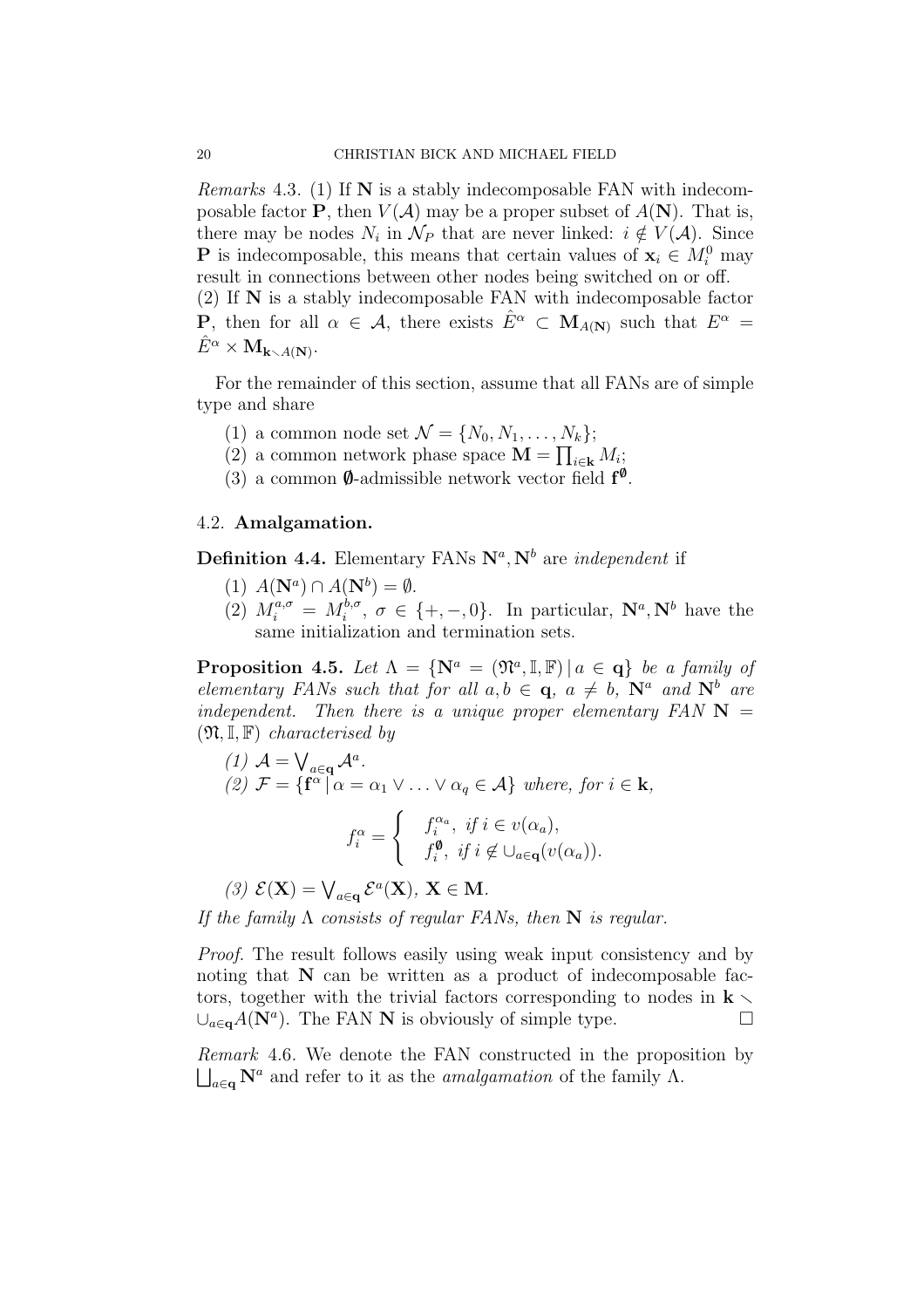*Remarks* 4.3. (1) If $\mathbf{N}$ is a stably indecomposable FAN with indecomposable factor $\mathbf{P}$, then $V(\mathcal{A})$ may be a proper subset of $A(\mathbf{N})$. That is, there may be nodes $N_i$ in $\mathcal{N}_P$ that are never linked: $i \notin V(\mathcal{A})$. Since $\mathbf{P}$ is indecomposable, this means that certain values of $\mathbf{x}_i \in M_i^0$ may result in connections between other nodes being switched on or off.
(2) If $\mathbf{N}$ is a stably indecomposable FAN with indecomposable factor $\mathbf{P}$, then for all $\alpha \in \mathcal{A}$, there exists $\hat{E}^\alpha \subset \mathbf{M}_{A(\mathbf{N})}$ such that $E^\alpha = \hat{E}^\alpha \times \mathbf{M}_{\mathbf{k} \smallsetminus A(\mathbf{N})}$.

For the remainder of this section, assume that all FANs are of simple type and share

1. a common node set $\mathcal{N} = \{N_0, N_1, \dots, N_k\}$;
2. a common network phase space $\mathbf{M} = \prod_{i \in \mathbf{k}} M_i$;
3. a common $\emptyset$-admissible network vector field $\mathbf{f}^\emptyset$.

### 4.2. Amalgamation.

**Definition 4.4.** Elementary FANs $\mathbf{N}^a, \mathbf{N}^b$ are *independent* if

1. $A(\mathbf{N}^a) \cap A(\mathbf{N}^b) = \emptyset$.
2. $M_i^{a,\sigma} = M_i^{b,\sigma}$, $\sigma \in \{+, -, 0\}$. In particular, $\mathbf{N}^a, \mathbf{N}^b$ have the same initialization and termination sets.

**Proposition 4.5.** *Let $\Lambda = \{\mathbf{N}^a = (\mathfrak{N}^a, \mathbb{I}, \mathbb{F}) \,|\, a \in \mathbf{q}\}$ be a family of elementary FANs such that for all $a, b \in \mathbf{q}$, $a \neq b$, $\mathbf{N}^a$ and $\mathbf{N}^b$ are independent. Then there is a unique proper elementary FAN $\mathbf{N} = (\mathfrak{N}, \mathbb{I}, \mathbb{F})$ characterised by*

*(1) $\mathcal{A} = \bigvee_{a \in \mathbf{q}} \mathcal{A}^a$.*
*(2) $\mathcal{F} = \{\mathbf{f}^\alpha \,|\, \alpha = \alpha_1 \vee \ldots \vee \alpha_q \in \mathcal{A}\}$ where, for $i \in \mathbf{k}$,*

$$f_i^\alpha = \begin{cases} f_i^{\alpha_a}, \text{ if } i \in v(\alpha_a), \\ f_i^\emptyset, \text{ if } i \notin \cup_{a \in \mathbf{q}}(v(\alpha_a)). \end{cases}$$

*(3) $\mathcal{E}(\mathbf{X}) = \bigvee_{a \in \mathbf{q}} \mathcal{E}^a(\mathbf{X})$, $\mathbf{X} \in \mathbf{M}$.*

*If the family $\Lambda$ consists of regular FANs, then $\mathbf{N}$ is regular.*

*Proof.* The result follows easily using weak input consistency and by noting that $\mathbf{N}$ can be written as a product of indecomposable factors, together with the trivial factors corresponding to nodes in $\mathbf{k} \smallsetminus \cup_{a \in \mathbf{q}} A(\mathbf{N}^a)$. The FAN $\mathbf{N}$ is obviously of simple type. □

*Remark* 4.6. We denote the FAN constructed in the proposition by $\bigsqcup_{a \in \mathbf{q}} \mathbf{N}^a$ and refer to it as the *amalgamation* of the family $\Lambda$.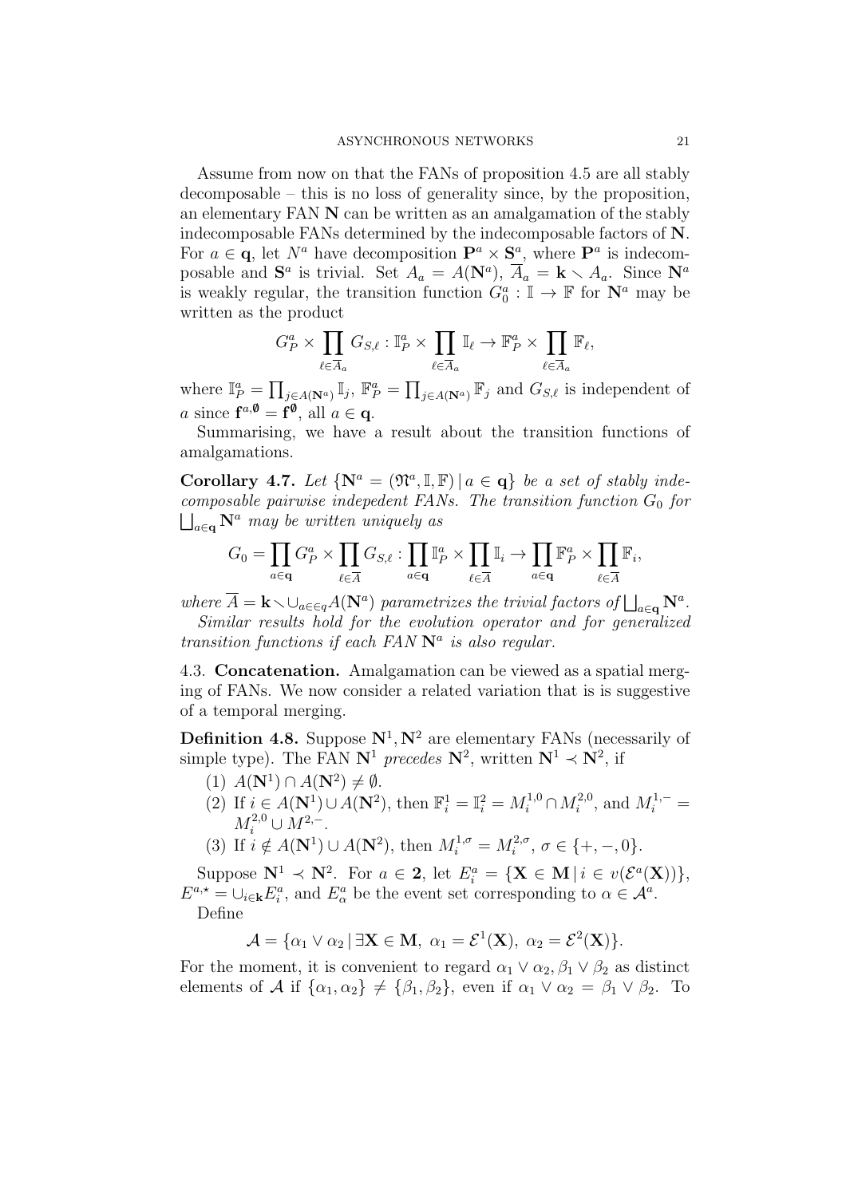Assume from now on that the FANs of proposition 4.5 are all stably decomposable – this is no loss of generality since, by the proposition, an elementary FAN $\mathbf{N}$ can be written as an amalgamation of the stably indecomposable FANs determined by the indecomposable factors of $\mathbf{N}$. For $a \in \mathbf{q}$, let $N^a$ have decomposition $\mathbf{P}^a \times \mathbf{S}^a$, where $\mathbf{P}^a$ is indecomposable and $\mathbf{S}^a$ is trivial. Set $A_a = A(\mathbf{N}^a)$, $\overline{A}_a = \mathbf{k} \smallsetminus A_a$. Since $\mathbf{N}^a$ is weakly regular, the transition function $G_0^a : \mathbb{I} \to \mathbb{F}$ for $\mathbf{N}^a$ may be written as the product

$$G_P^a \times \prod_{\ell \in \overline{A}_a} G_{S,\ell} : \mathbb{I}_P^a \times \prod_{\ell \in \overline{A}_a} \mathbb{I}_\ell \to \mathbb{F}_P^a \times \prod_{\ell \in \overline{A}_a} \mathbb{F}_\ell,$$

where $\mathbb{I}_P^a = \prod_{j \in A(\mathbf{N}^a)} \mathbb{I}_j$, $\mathbb{F}_P^a = \prod_{j \in A(\mathbf{N}^a)} \mathbb{F}_j$ and $G_{S,\ell}$ is independent of $a$ since $\mathbf{f}^{a,\emptyset} = \mathbf{f}^\emptyset$, all $a \in \mathbf{q}$.

Summarising, we have a result about the transition functions of amalgamations.

**Corollary 4.7.** *Let $\{\mathbf{N}^a = (\mathfrak{N}^a, \mathbb{I}, \mathbb{F}) \mid a \in \mathbf{q}\}$ be a set of stably indecomposable pairwise indepedent FANs. The transition function $G_0$ for $\bigsqcup_{a \in \mathbf{q}} \mathbf{N}^a$ may be written uniquely as*

$$G_0 = \prod_{a \in \mathbf{q}} G_P^a \times \prod_{\ell \in \overline{A}} G_{S,\ell} : \prod_{a \in \mathbf{q}} \mathbb{I}_P^a \times \prod_{\ell \in \overline{A}} \mathbb{I}_i \to \prod_{a \in \mathbf{q}} \mathbb{F}_P^a \times \prod_{\ell \in \overline{A}} \mathbb{F}_i,$$

*where $\overline{A} = \mathbf{k} \smallsetminus \cup_{a \in q} A(\mathbf{N}^a)$ parametrizes the trivial factors of $\bigsqcup_{a \in \mathbf{q}} \mathbf{N}^a$.*

*Similar results hold for the evolution operator and for generalized transition functions if each FAN $\mathbf{N}^a$ is also regular.*

## 4.3. Concatenation.

Amalgamation can be viewed as a spatial merging of FANs. We now consider a related variation that is is suggestive of a temporal merging.

**Definition 4.8.** Suppose $\mathbf{N}^1, \mathbf{N}^2$ are elementary FANs (necessarily of simple type). The FAN $\mathbf{N}^1$ *precedes* $\mathbf{N}^2$, written $\mathbf{N}^1 \prec \mathbf{N}^2$, if

1. $A(\mathbf{N}^1) \cap A(\mathbf{N}^2) \neq \emptyset$.
2. If $i \in A(\mathbf{N}^1) \cup A(\mathbf{N}^2)$, then $\mathbb{F}_i^1 = \mathbb{I}_i^2 = M_i^{1,0} \cap M_i^{2,0}$, and $M_i^{1,-} = M_i^{2,0} \cup M^{2,-}$.
3. If $i \notin A(\mathbf{N}^1) \cup A(\mathbf{N}^2)$, then $M_i^{1,\sigma} = M_i^{2,\sigma}$, $\sigma \in \{+, -, 0\}$.

Suppose $\mathbf{N}^1 \prec \mathbf{N}^2$. For $a \in \mathbf{2}$, let $E_i^a = \{\mathbf{X} \in \mathbf{M} \mid i \in v(\mathcal{E}^a(\mathbf{X}))\}$, $E^{a,\star} = \cup_{i \in \mathbf{k}} E_i^a$, and $E_\alpha^a$ be the event set corresponding to $\alpha \in \mathcal{A}^a$.

Define

$$\mathcal{A} = \{\alpha_1 \vee \alpha_2 \mid \exists \mathbf{X} \in \mathbf{M},\ \alpha_1 = \mathcal{E}^1(\mathbf{X}),\ \alpha_2 = \mathcal{E}^2(\mathbf{X})\}.$$

For the moment, it is convenient to regard $\alpha_1 \vee \alpha_2, \beta_1 \vee \beta_2$ as distinct elements of $\mathcal{A}$ if $\{\alpha_1, \alpha_2\} \neq \{\beta_1, \beta_2\}$, even if $\alpha_1 \vee \alpha_2 = \beta_1 \vee \beta_2$. To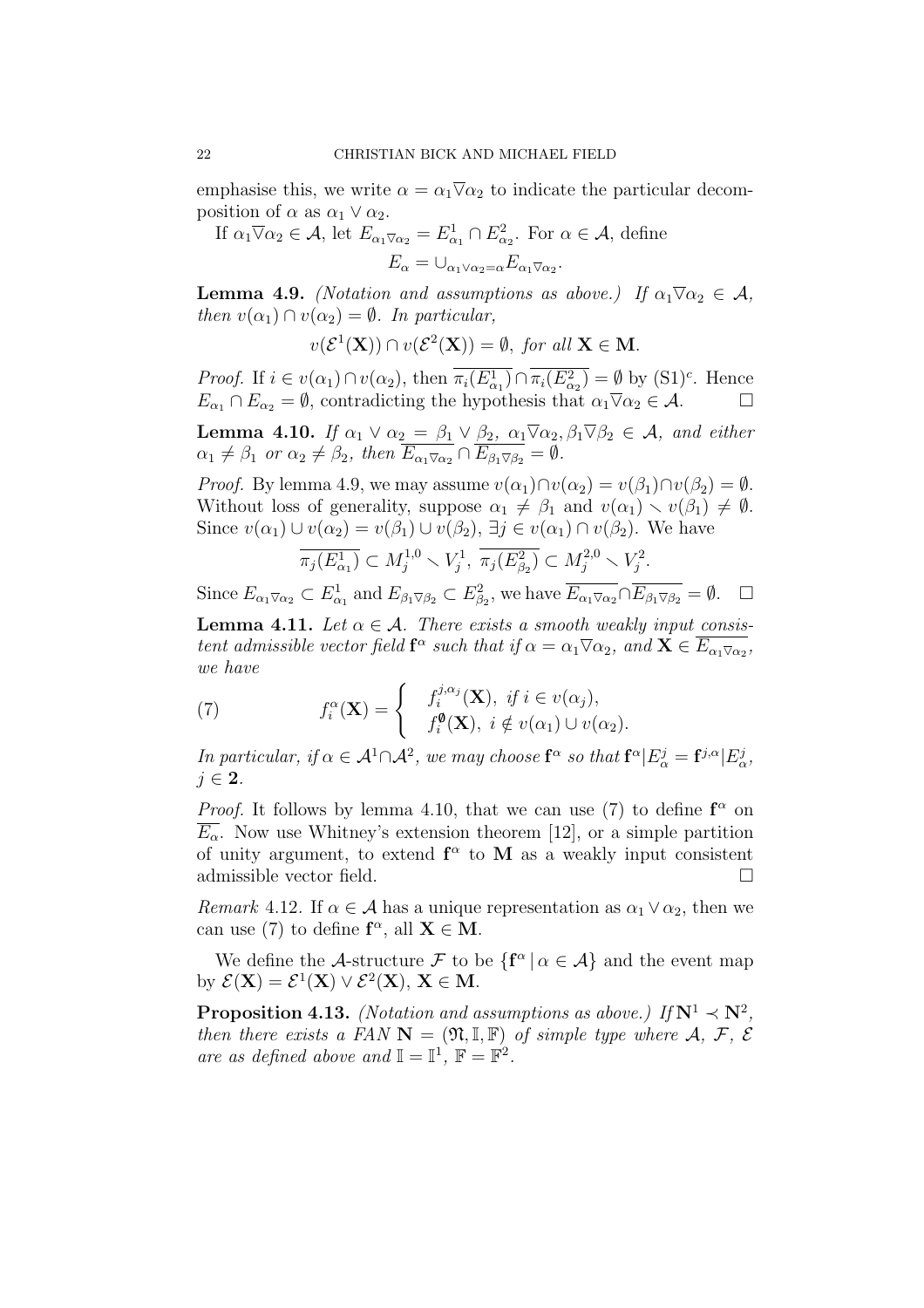emphasise this, we write $\alpha = \alpha_1 \overline{\vee} \alpha_2$ to indicate the particular decomposition of $\alpha$ as $\alpha_1 \vee \alpha_2$.

If $\alpha_1 \overline{\vee} \alpha_2 \in \mathcal{A}$, let $E_{\alpha_1 \overline{\vee} \alpha_2} = E^1_{\alpha_1} \cap E^2_{\alpha_2}$. For $\alpha \in \mathcal{A}$, define

$$E_\alpha = \cup_{\alpha_1 \vee \alpha_2 = \alpha} E_{\alpha_1 \overline{\vee} \alpha_2}.$$

**Lemma 4.9.** *(Notation and assumptions as above.) If $\alpha_1 \overline{\vee} \alpha_2 \in \mathcal{A}$, then $v(\alpha_1) \cap v(\alpha_2) = \emptyset$. In particular,*

$$v(\mathcal{E}^1(\mathbf{X})) \cap v(\mathcal{E}^2(\mathbf{X})) = \emptyset, \textit{ for all } \mathbf{X} \in \mathbf{M}.$$

*Proof.* If $i \in v(\alpha_1) \cap v(\alpha_2)$, then $\overline{\pi_i(E^1_{\alpha_1})} \cap \overline{\pi_i(E^2_{\alpha_2})} = \emptyset$ by (S1)$^c$. Hence $E_{\alpha_1} \cap E_{\alpha_2} = \emptyset$, contradicting the hypothesis that $\alpha_1 \overline{\vee} \alpha_2 \in \mathcal{A}$. $\square$

**Lemma 4.10.** *If $\alpha_1 \vee \alpha_2 = \beta_1 \vee \beta_2$, $\alpha_1 \overline{\vee} \alpha_2, \beta_1 \overline{\vee} \beta_2 \in \mathcal{A}$, and either $\alpha_1 \neq \beta_1$ or $\alpha_2 \neq \beta_2$, then $\overline{E_{\alpha_1 \overline{\vee} \alpha_2}} \cap \overline{E_{\beta_1 \overline{\vee} \beta_2}} = \emptyset$.*

*Proof.* By lemma 4.9, we may assume $v(\alpha_1) \cap v(\alpha_2) = v(\beta_1) \cap v(\beta_2) = \emptyset$. Without loss of generality, suppose $\alpha_1 \neq \beta_1$ and $v(\alpha_1) \smallsetminus v(\beta_1) \neq \emptyset$. Since $v(\alpha_1) \cup v(\alpha_2) = v(\beta_1) \cup v(\beta_2)$, $\exists j \in v(\alpha_1) \cap v(\beta_2)$. We have

$$\overline{\pi_j(E^1_{\alpha_1})} \subset M^{1,0}_j \smallsetminus V^1_j, \ \overline{\pi_j(E^2_{\beta_2})} \subset M^{2,0}_j \smallsetminus V^2_j.$$

Since $E_{\alpha_1 \overline{\vee} \alpha_2} \subset E^1_{\alpha_1}$ and $E_{\beta_1 \overline{\vee} \beta_2} \subset E^2_{\beta_2}$, we have $\overline{E_{\alpha_1 \overline{\vee} \alpha_2}} \cap \overline{E_{\beta_1 \overline{\vee} \beta_2}} = \emptyset$. $\square$

**Lemma 4.11.** *Let $\alpha \in \mathcal{A}$. There exists a smooth weakly input consistent admissible vector field $\mathbf{f}^\alpha$ such that if $\alpha = \alpha_1 \overline{\vee} \alpha_2$, and $\mathbf{X} \in \overline{E_{\alpha_1 \overline{\vee} \alpha_2}}$, we have*

$$f^\alpha_i(\mathbf{X}) = \begin{cases} f^{j,\alpha_j}_i(\mathbf{X}), \ \textit{if } i \in v(\alpha_j), \\ f^{\emptyset}_i(\mathbf{X}), \ i \notin v(\alpha_1) \cup v(\alpha_2). \end{cases} \tag{7}$$

*In particular, if $\alpha \in \mathcal{A}^1 \cap \mathcal{A}^2$, we may choose $\mathbf{f}^\alpha$ so that $\mathbf{f}^\alpha | E^j_\alpha = \mathbf{f}^{j,\alpha} | E^j_\alpha$, $j \in \mathbf{2}$.*

*Proof.* It follows by lemma 4.10, that we can use (7) to define $\mathbf{f}^\alpha$ on $\overline{E_\alpha}$. Now use Whitney's extension theorem [12], or a simple partition of unity argument, to extend $\mathbf{f}^\alpha$ to $\mathbf{M}$ as a weakly input consistent admissible vector field. $\square$

*Remark* 4.12. If $\alpha \in \mathcal{A}$ has a unique representation as $\alpha_1 \vee \alpha_2$, then we can use (7) to define $\mathbf{f}^\alpha$, all $\mathbf{X} \in \mathbf{M}$.

We define the $\mathcal{A}$-structure $\mathcal{F}$ to be $\{\mathbf{f}^\alpha \mid \alpha \in \mathcal{A}\}$ and the event map by $\mathcal{E}(\mathbf{X}) = \mathcal{E}^1(\mathbf{X}) \vee \mathcal{E}^2(\mathbf{X})$, $\mathbf{X} \in \mathbf{M}$.

**Proposition 4.13.** *(Notation and assumptions as above.) If $\mathbf{N}^1 \prec \mathbf{N}^2$, then there exists a FAN $\mathbf{N} = (\mathfrak{N}, \mathbb{I}, \mathbb{F})$ of simple type where $\mathcal{A}$, $\mathcal{F}$, $\mathcal{E}$ are as defined above and $\mathbb{I} = \mathbb{I}^1$, $\mathbb{F} = \mathbb{F}^2$.*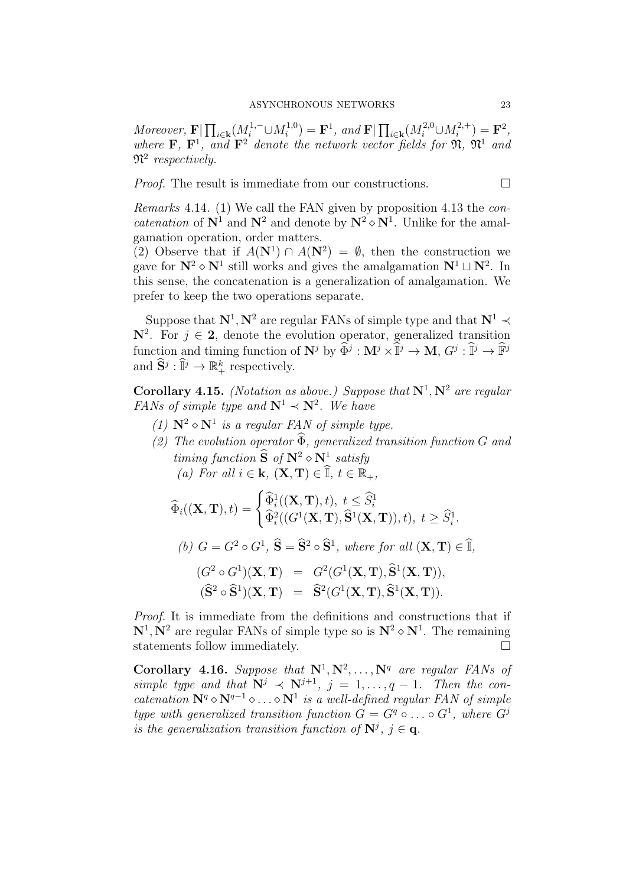*Moreover,* $\mathbf{F}|\prod_{i\in\mathbf{k}}(M_i^{1,-}\cup M_i^{1,0}) = \mathbf{F}^1$*, and* $\mathbf{F}|\prod_{i\in\mathbf{k}}(M_i^{2,0}\cup M_i^{2,+}) = \mathbf{F}^2$*, where* $\mathbf{F}$*,* $\mathbf{F}^1$*, and* $\mathbf{F}^2$ *denote the network vector fields for* $\mathfrak{N}$*,* $\mathfrak{N}^1$ *and* $\mathfrak{N}^2$ *respectively.*

*Proof.* The result is immediate from our constructions. □

*Remarks* 4.14. (1) We call the FAN given by proposition 4.13 the *concatenation* of $\mathbf{N}^1$ and $\mathbf{N}^2$ and denote by $\mathbf{N}^2 \diamond \mathbf{N}^1$. Unlike for the amalgamation operation, order matters.
(2) Observe that if $A(\mathbf{N}^1) \cap A(\mathbf{N}^2) = \emptyset$, then the construction we gave for $\mathbf{N}^2 \diamond \mathbf{N}^1$ still works and gives the amalgamation $\mathbf{N}^1 \sqcup \mathbf{N}^2$. In this sense, the concatenation is a generalization of amalgamation. We prefer to keep the two operations separate.

Suppose that $\mathbf{N}^1, \mathbf{N}^2$ are regular FANs of simple type and that $\mathbf{N}^1 \prec \mathbf{N}^2$. For $j \in \mathbf{2}$, denote the evolution operator, generalized transition function and timing function of $\mathbf{N}^j$ by $\widehat{\Phi}^j : \mathbf{M}^j \times \widehat{\mathbb{I}}^j \to \mathbf{M}$, $G^j : \widehat{\mathbb{I}}^j \to \widehat{\mathbb{F}}^j$ and $\widehat{\mathbf{S}}^j : \widehat{\mathbb{I}}^j \to \mathbb{R}_+^k$ respectively.

**Corollary 4.15.** *(Notation as above.) Suppose that* $\mathbf{N}^1, \mathbf{N}^2$ *are regular FANs of simple type and* $\mathbf{N}^1 \prec \mathbf{N}^2$*. We have*

*(1)* $\mathbf{N}^2 \diamond \mathbf{N}^1$ *is a regular FAN of simple type.*
*(2) The evolution operator* $\widehat{\Phi}$*, generalized transition function* $G$ *and timing function* $\widehat{\mathbf{S}}$ *of* $\mathbf{N}^2 \diamond \mathbf{N}^1$ *satisfy*
 *(a) For all* $i \in \mathbf{k}$*,* $(\mathbf{X},\mathbf{T}) \in \widehat{\mathbb{I}}$*,* $t \in \mathbb{R}_+$*,*

$$\widehat{\Phi}_i((\mathbf{X},\mathbf{T}),t) = \begin{cases} \widehat{\Phi}_i^1((\mathbf{X},\mathbf{T}),t), \ t \le \widehat{S}_i^1 \\ \widehat{\Phi}_i^2((G^1(\mathbf{X},\mathbf{T}),\widehat{\mathbf{S}}^1(\mathbf{X},\mathbf{T})),t), \ t \ge \widehat{S}_i^1. \end{cases}$$

 *(b)* $G = G^2 \circ G^1$*,* $\widehat{\mathbf{S}} = \widehat{\mathbf{S}}^2 \circ \widehat{\mathbf{S}}^1$*, where for all* $(\mathbf{X},\mathbf{T}) \in \widehat{\mathbb{I}}$*,*

$$\begin{aligned} (G^2 \circ G^1)(\mathbf{X},\mathbf{T}) &= G^2(G^1(\mathbf{X},\mathbf{T}),\widehat{\mathbf{S}}^1(\mathbf{X},\mathbf{T})), \\ (\widehat{\mathbf{S}}^2 \circ \widehat{\mathbf{S}}^1)(\mathbf{X},\mathbf{T}) &= \widehat{\mathbf{S}}^2(G^1(\mathbf{X},\mathbf{T}),\widehat{\mathbf{S}}^1(\mathbf{X},\mathbf{T})). \end{aligned}$$

*Proof.* It is immediate from the definitions and constructions that if $\mathbf{N}^1, \mathbf{N}^2$ are regular FANs of simple type so is $\mathbf{N}^2 \diamond \mathbf{N}^1$. The remaining statements follow immediately. □

**Corollary 4.16.** *Suppose that* $\mathbf{N}^1, \mathbf{N}^2, \dots, \mathbf{N}^q$ *are regular FANs of simple type and that* $\mathbf{N}^j \prec \mathbf{N}^{j+1}$*,* $j = 1, \dots, q-1$*. Then the concatenation* $\mathbf{N}^q \diamond \mathbf{N}^{q-1} \diamond \dots \diamond \mathbf{N}^1$ *is a well-defined regular FAN of simple type with generalized transition function* $G = G^q \circ \dots \circ G^1$*, where* $G^j$ *is the generalization transition function of* $\mathbf{N}^j$*,* $j \in \mathbf{q}$*.*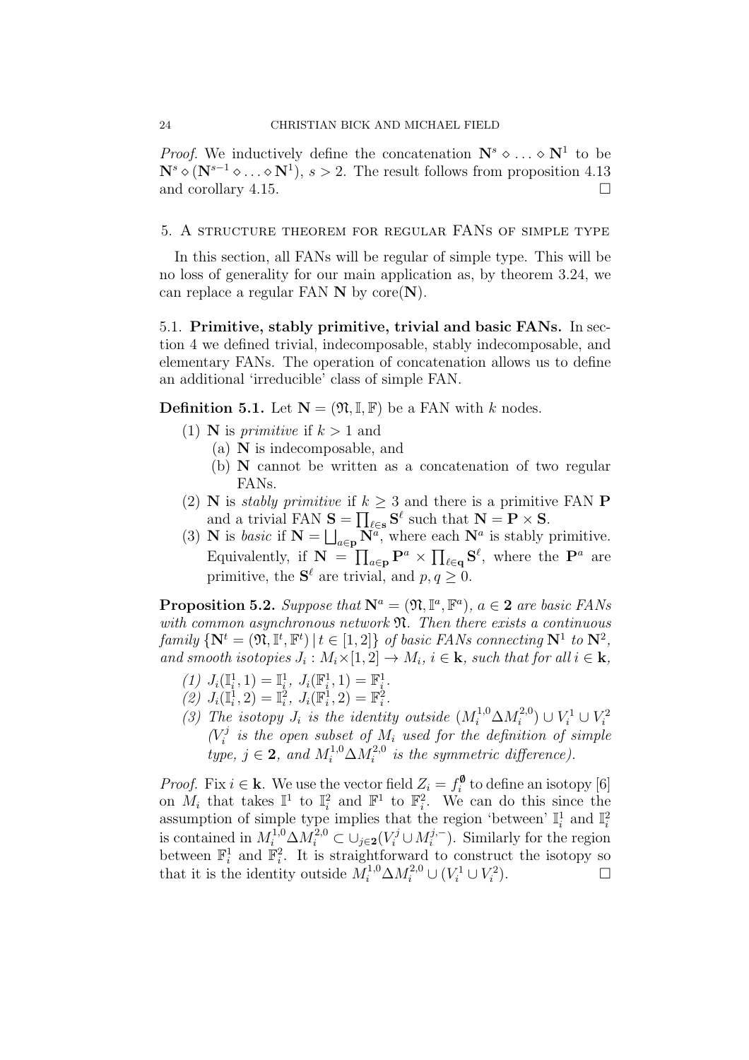*Proof.* We inductively define the concatenation $\mathbf{N}^s \diamond \ldots \diamond \mathbf{N}^1$ to be $\mathbf{N}^s \diamond (\mathbf{N}^{s-1} \diamond \ldots \diamond \mathbf{N}^1)$, $s > 2$. The result follows from proposition 4.13 and corollary 4.15. □

## 5. A structure theorem for regular FANs of simple type

In this section, all FANs will be regular of simple type. This will be no loss of generality for our main application as, by theorem 3.24, we can replace a regular FAN $\mathbf{N}$ by $\mathrm{core}(\mathbf{N})$.

### 5.1. Primitive, stably primitive, trivial and basic FANs.

In section 4 we defined trivial, indecomposable, stably indecomposable, and elementary FANs. The operation of concatenation allows us to define an additional 'irreducible' class of simple FAN.

**Definition 5.1.** Let $\mathbf{N} = (\mathfrak{N}, \mathbb{I}, \mathbb{F})$ be a FAN with $k$ nodes.

1. $\mathbf{N}$ is *primitive* if $k > 1$ and
   - (a) $\mathbf{N}$ is indecomposable, and
   - (b) $\mathbf{N}$ cannot be written as a concatenation of two regular FANs.
2. $\mathbf{N}$ is *stably primitive* if $k \geq 3$ and there is a primitive FAN $\mathbf{P}$ and a trivial FAN $\mathbf{S} = \prod_{\ell \in \mathbf{s}} \mathbf{S}^\ell$ such that $\mathbf{N} = \mathbf{P} \times \mathbf{S}$.
3. $\mathbf{N}$ is *basic* if $\mathbf{N} = \bigsqcup_{a \in \mathbf{p}} \mathbf{N}^a$, where each $\mathbf{N}^a$ is stably primitive. Equivalently, if $\mathbf{N} = \prod_{a \in \mathbf{p}} \mathbf{P}^a \times \prod_{\ell \in \mathbf{q}} \mathbf{S}^\ell$, where the $\mathbf{P}^a$ are primitive, the $\mathbf{S}^\ell$ are trivial, and $p, q \geq 0$.

**Proposition 5.2.** *Suppose that $\mathbf{N}^a = (\mathfrak{N}, \mathbb{I}^a, \mathbb{F}^a)$, $a \in \mathbf{2}$ are basic FANs with common asynchronous network $\mathfrak{N}$. Then there exists a continuous family $\{\mathbf{N}^t = (\mathfrak{N}, \mathbb{I}^t, \mathbb{F}^t) \mid t \in [1,2]\}$ of basic FANs connecting $\mathbf{N}^1$ to $\mathbf{N}^2$, and smooth isotopies $J_i : M_i \times [1,2] \to M_i$, $i \in \mathbf{k}$, such that for all $i \in \mathbf{k}$,*

1. *$J_i(\mathbb{I}_i^1, 1) = \mathbb{I}_i^1$, $J_i(\mathbb{F}_i^1, 1) = \mathbb{F}_i^1$.*
2. *$J_i(\mathbb{I}_i^1, 2) = \mathbb{I}_i^2$, $J_i(\mathbb{F}_i^1, 2) = \mathbb{F}_i^2$.*
3. *The isotopy $J_i$ is the identity outside $(M_i^{1,0} \Delta M_i^{2,0}) \cup V_i^1 \cup V_i^2$ ($V_i^j$ is the open subset of $M_i$ used for the definition of simple type, $j \in \mathbf{2}$, and $M_i^{1,0} \Delta M_i^{2,0}$ is the symmetric difference).*

*Proof.* Fix $i \in \mathbf{k}$. We use the vector field $Z_i = f_i^{\emptyset}$ to define an isotopy [6] on $M_i$ that takes $\mathbb{I}^1$ to $\mathbb{I}_i^2$ and $\mathbb{F}^1$ to $\mathbb{F}_i^2$. We can do this since the assumption of simple type implies that the region 'between' $\mathbb{I}_i^1$ and $\mathbb{I}_i^2$ is contained in $M_i^{1,0} \Delta M_i^{2,0} \subset \cup_{j \in \mathbf{2}} (V_i^j \cup M_i^{j,-})$. Similarly for the region between $\mathbb{F}_i^1$ and $\mathbb{F}_i^2$. It is straightforward to construct the isotopy so that it is the identity outside $M_i^{1,0} \Delta M_i^{2,0} \cup (V_i^1 \cup V_i^2)$. □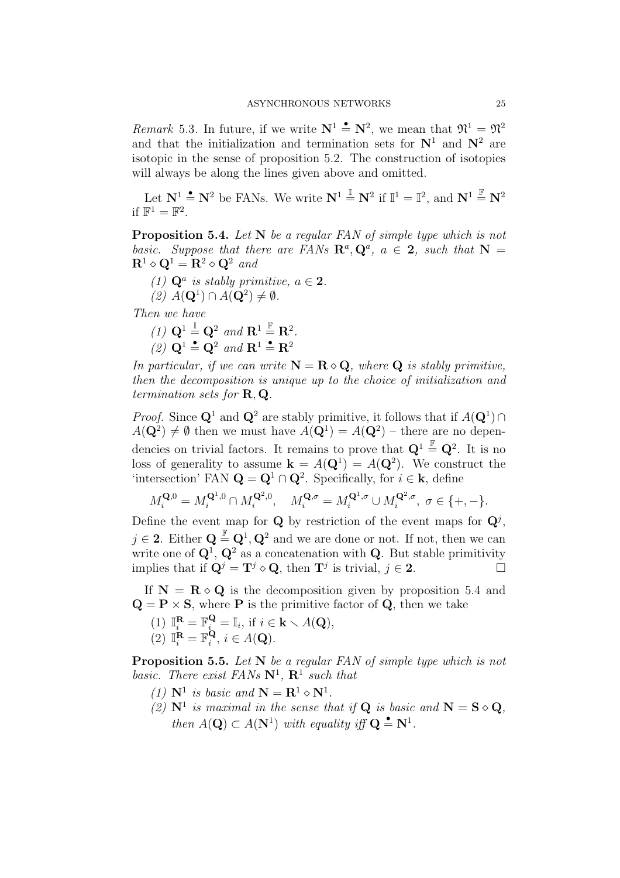*Remark* 5.3. In future, if we write $\mathbf{N}^1 \stackrel{\bullet}{=} \mathbf{N}^2$, we mean that $\mathfrak{N}^1 = \mathfrak{N}^2$ and that the initialization and termination sets for $\mathbf{N}^1$ and $\mathbf{N}^2$ are isotopic in the sense of proposition 5.2. The construction of isotopies will always be along the lines given above and omitted.

Let $\mathbf{N}^1 \stackrel{\bullet}{=} \mathbf{N}^2$ be FANs. We write $\mathbf{N}^1 \stackrel{\mathbb{I}}{=} \mathbf{N}^2$ if $\mathbb{I}^1 = \mathbb{I}^2$, and $\mathbf{N}^1 \stackrel{\mathbb{F}}{=} \mathbf{N}^2$ if $\mathbb{F}^1 = \mathbb{F}^2$.

**Proposition 5.4.** *Let* $\mathbf{N}$ *be a regular FAN of simple type which is not basic. Suppose that there are FANs* $\mathbf{R}^a, \mathbf{Q}^a$, $a \in \mathbf{2}$, *such that* $\mathbf{N} = \mathbf{R}^1 \diamond \mathbf{Q}^1 = \mathbf{R}^2 \diamond \mathbf{Q}^2$ *and*

1. $\mathbf{Q}^a$ *is stably primitive,* $a \in \mathbf{2}$.
2. $A(\mathbf{Q}^1) \cap A(\mathbf{Q}^2) \neq \emptyset$.

*Then we have*

1. $\mathbf{Q}^1 \stackrel{\mathbb{I}}{=} \mathbf{Q}^2$ *and* $\mathbf{R}^1 \stackrel{\mathbb{F}}{=} \mathbf{R}^2$.
2. $\mathbf{Q}^1 \stackrel{\bullet}{=} \mathbf{Q}^2$ *and* $\mathbf{R}^1 \stackrel{\bullet}{=} \mathbf{R}^2$

*In particular, if we can write* $\mathbf{N} = \mathbf{R} \diamond \mathbf{Q}$, *where* $\mathbf{Q}$ *is stably primitive, then the decomposition is unique up to the choice of initialization and termination sets for* $\mathbf{R}, \mathbf{Q}$.

*Proof.* Since $\mathbf{Q}^1$ and $\mathbf{Q}^2$ are stably primitive, it follows that if $A(\mathbf{Q}^1) \cap A(\mathbf{Q}^2) \neq \emptyset$ then we must have $A(\mathbf{Q}^1) = A(\mathbf{Q}^2)$ – there are no dependencies on trivial factors. It remains to prove that $\mathbf{Q}^1 \stackrel{\mathbb{F}}{=} \mathbf{Q}^2$. It is no loss of generality to assume $\mathbf{k} = A(\mathbf{Q}^1) = A(\mathbf{Q}^2)$. We construct the 'intersection' FAN $\mathbf{Q} = \mathbf{Q}^1 \cap \mathbf{Q}^2$. Specifically, for $i \in \mathbf{k}$, define

$$M_i^{\mathbf{Q},0} = M_i^{\mathbf{Q}^1,0} \cap M_i^{\mathbf{Q}^2,0}, \quad M_i^{\mathbf{Q},\sigma} = M_i^{\mathbf{Q}^1,\sigma} \cup M_i^{\mathbf{Q}^2,\sigma},\ \sigma \in \{+,-\}.$$

Define the event map for $\mathbf{Q}$ by restriction of the event maps for $\mathbf{Q}^j$, $j \in \mathbf{2}$. Either $\mathbf{Q} \stackrel{\mathbb{F}}{=} \mathbf{Q}^1, \mathbf{Q}^2$ and we are done or not. If not, then we can write one of $\mathbf{Q}^1$, $\mathbf{Q}^2$ as a concatenation with $\mathbf{Q}$. But stable primitivity implies that if $\mathbf{Q}^j = \mathbf{T}^j \diamond \mathbf{Q}$, then $\mathbf{T}^j$ is trivial, $j \in \mathbf{2}$. □

If $\mathbf{N} = \mathbf{R} \diamond \mathbf{Q}$ is the decomposition given by proposition 5.4 and $\mathbf{Q} = \mathbf{P} \times \mathbf{S}$, where $\mathbf{P}$ is the primitive factor of $\mathbf{Q}$, then we take

1. $\mathbb{I}_i^{\mathbf{R}} = \mathbb{F}_i^{\mathbf{Q}} = \mathbb{I}_i$, if $i \in \mathbf{k} \smallsetminus A(\mathbf{Q})$,
2. $\mathbb{I}_i^{\mathbf{R}} = \mathbb{F}_i^{\mathbf{Q}}$, $i \in A(\mathbf{Q})$.

**Proposition 5.5.** *Let* $\mathbf{N}$ *be a regular FAN of simple type which is not basic. There exist FANs* $\mathbf{N}^1$, $\mathbf{R}^1$ *such that*

1. $\mathbf{N}^1$ *is basic and* $\mathbf{N} = \mathbf{R}^1 \diamond \mathbf{N}^1$.
2. $\mathbf{N}^1$ *is maximal in the sense that if* $\mathbf{Q}$ *is basic and* $\mathbf{N} = \mathbf{S} \diamond \mathbf{Q}$, *then* $A(\mathbf{Q}) \subset A(\mathbf{N}^1)$ *with equality iff* $\mathbf{Q} \stackrel{\bullet}{=} \mathbf{N}^1$.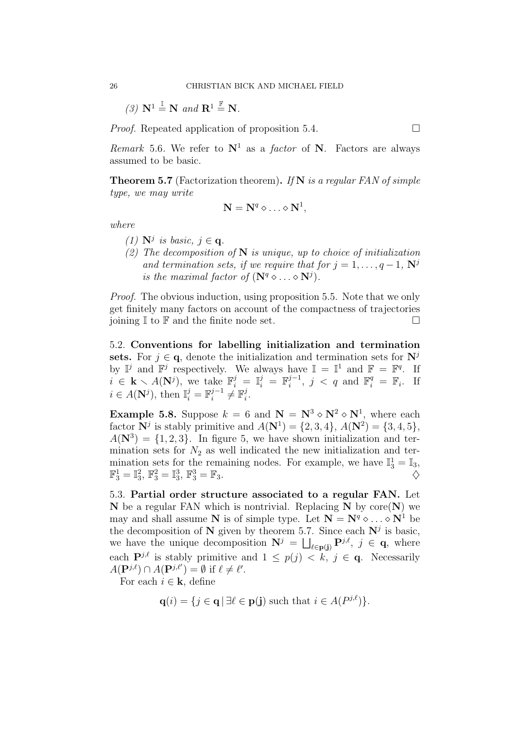(3) $\mathbf{N}^1 \stackrel{\mathbb{I}}{=} \mathbf{N}$ *and* $\mathbf{R}^1 \stackrel{\mathbb{F}}{=} \mathbf{N}$.

*Proof.* Repeated application of proposition 5.4. □

*Remark* 5.6. We refer to $\mathbf{N}^1$ as a *factor* of $\mathbf{N}$. Factors are always assumed to be basic.

**Theorem 5.7** (Factorization theorem)**.** *If* $\mathbf{N}$ *is a regular FAN of simple type, we may write*

$$\mathbf{N} = \mathbf{N}^q \diamond \ldots \diamond \mathbf{N}^1,$$

*where*

1. $\mathbf{N}^j$ *is basic,* $j \in \mathbf{q}$.
2. *The decomposition of* $\mathbf{N}$ *is unique, up to choice of initialization and termination sets, if we require that for* $j = 1, \ldots, q-1$, $\mathbf{N}^j$ *is the maximal factor of* $(\mathbf{N}^q \diamond \ldots \diamond \mathbf{N}^j)$.

*Proof.* The obvious induction, using proposition 5.5. Note that we only get finitely many factors on account of the compactness of trajectories joining $\mathbb{I}$ to $\mathbb{F}$ and the finite node set. □

5.2. **Conventions for labelling initialization and termination sets.** For $j \in \mathbf{q}$, denote the initialization and termination sets for $\mathbf{N}^j$ by $\mathbb{I}^j$ and $\mathbb{F}^j$ respectively. We always have $\mathbb{I} = \mathbb{I}^1$ and $\mathbb{F} = \mathbb{F}^q$. If $i \in \mathbf{k} \smallsetminus A(\mathbf{N}^j)$, we take $\mathbb{F}_i^j = \mathbb{I}_i^j = \mathbb{F}_i^{j-1}$, $j < q$ and $\mathbb{F}_i^q = \mathbb{F}_i$. If $i \in A(\mathbf{N}^j)$, then $\mathbb{I}_i^j = \mathbb{F}_i^{j-1} \neq \mathbb{F}_i^j$.

**Example 5.8.** Suppose $k = 6$ and $\mathbf{N} = \mathbf{N}^3 \diamond \mathbf{N}^2 \diamond \mathbf{N}^1$, where each factor $\mathbf{N}^j$ is stably primitive and $A(\mathbf{N}^1) = \{2, 3, 4\}$, $A(\mathbf{N}^2) = \{3, 4, 5\}$, $A(\mathbf{N}^3) = \{1, 2, 3\}$. In figure 5, we have shown initialization and termination sets for $N_2$ as well indicated the new initialization and termination sets for the remaining nodes. For example, we have $\mathbb{I}_3^1 = \mathbb{I}_3$, $\mathbb{F}_3^1 = \mathbb{I}_3^2$, $\mathbb{F}_3^2 = \mathbb{I}_3^3$, $\mathbb{F}_3^3 = \mathbb{F}_3$. ♢

5.3. **Partial order structure associated to a regular FAN.** Let $\mathbf{N}$ be a regular FAN which is nontrivial. Replacing $\mathbf{N}$ by $\mathrm{core}(\mathbf{N})$ we may and shall assume $\mathbf{N}$ is of simple type. Let $\mathbf{N} = \mathbf{N}^q \diamond \ldots \diamond \mathbf{N}^1$ be the decomposition of $\mathbf{N}$ given by theorem 5.7. Since each $\mathbf{N}^j$ is basic, we have the unique decomposition $\mathbf{N}^j = \bigsqcup_{\ell \in \mathbf{p(j)}} \mathbf{P}^{j,\ell}$, $j \in \mathbf{q}$, where each $\mathbf{P}^{j,\ell}$ is stably primitive and $1 \leq p(j) < k$, $j \in \mathbf{q}$. Necessarily $A(\mathbf{P}^{j,\ell}) \cap A(\mathbf{P}^{j,\ell'}) = \emptyset$ if $\ell \neq \ell'$.

For each $i \in \mathbf{k}$, define

$$\mathbf{q}(i) = \{j \in \mathbf{q} \,|\, \exists \ell \in \mathbf{p(j)} \text{ such that } i \in A(P^{j,\ell})\}.$$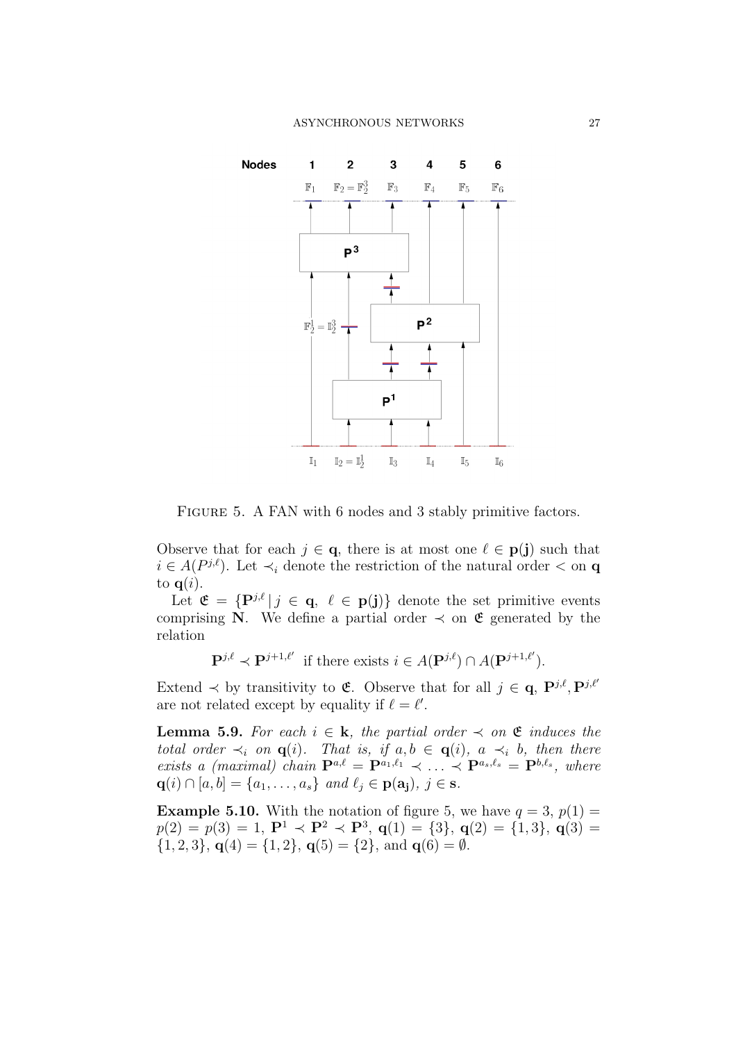FIGURE 5. A FAN with 6 nodes and 3 stably primitive factors.

Observe that for each $j \in \mathbf{q}$, there is at most one $\ell \in \mathbf{p(j)}$ such that $i \in A(P^{j,\ell})$. Let $\prec_i$ denote the restriction of the natural order $<$ on $\mathbf{q}$ to $\mathbf{q}(i)$.

Let $\mathfrak{E} = \{\mathbf{P}^{j,\ell} \,|\, j \in \mathbf{q},\ \ell \in \mathbf{p(j)}\}$ denote the set primitive events comprising $\mathbf{N}$. We define a partial order $\prec$ on $\mathfrak{E}$ generated by the relation

$$\mathbf{P}^{j,\ell} \prec \mathbf{P}^{j+1,\ell'} \text{ if there exists } i \in A(\mathbf{P}^{j,\ell}) \cap A(\mathbf{P}^{j+1,\ell'}).$$

Extend $\prec$ by transitivity to $\mathfrak{E}$. Observe that for all $j \in \mathbf{q}$, $\mathbf{P}^{j,\ell}, \mathbf{P}^{j,\ell'}$ are not related except by equality if $\ell = \ell'$.

**Lemma 5.9.** *For each $i \in \mathbf{k}$, the partial order $\prec$ on $\mathfrak{E}$ induces the total order $\prec_i$ on $\mathbf{q}(i)$. That is, if $a, b \in \mathbf{q}(i)$, $a \prec_i b$, then there exists a (maximal) chain $\mathbf{P}^{a,\ell} = \mathbf{P}^{a_1,\ell_1} \prec \ldots \prec \mathbf{P}^{a_s,\ell_s} = \mathbf{P}^{b,\ell_s}$, where $\mathbf{q}(i) \cap [a,b] = \{a_1, \ldots, a_s\}$ and $\ell_j \in \mathbf{p(a_j)}$, $j \in \mathbf{s}$.*

**Example 5.10.** With the notation of figure 5, we have $q = 3$, $p(1) = p(2) = p(3) = 1$, $\mathbf{P}^1 \prec \mathbf{P}^2 \prec \mathbf{P}^3$, $\mathbf{q}(1) = \{3\}$, $\mathbf{q}(2) = \{1,3\}$, $\mathbf{q}(3) = \{1,2,3\}$, $\mathbf{q}(4) = \{1,2\}$, $\mathbf{q}(5) = \{2\}$, and $\mathbf{q}(6) = \emptyset$.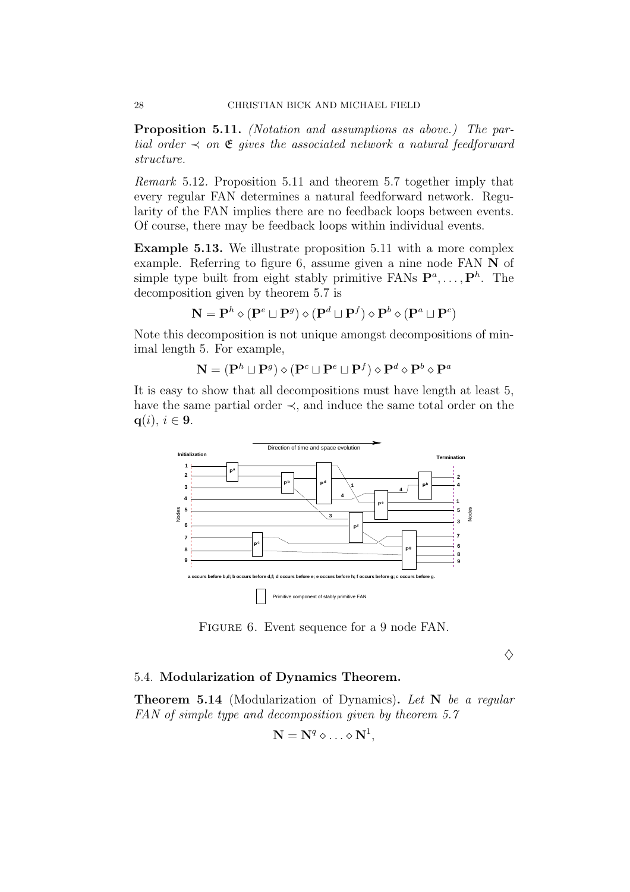**Proposition 5.11.** *(Notation and assumptions as above.) The partial order $\prec$ on $\mathfrak{E}$ gives the associated network a natural feedforward structure.*

*Remark* 5.12. Proposition 5.11 and theorem 5.7 together imply that every regular FAN determines a natural feedforward network. Regularity of the FAN implies there are no feedback loops between events. Of course, there may be feedback loops within individual events.

**Example 5.13.** We illustrate proposition 5.11 with a more complex example. Referring to figure 6, assume given a nine node FAN $\mathbf{N}$ of simple type built from eight stably primitive FANs $\mathbf{P}^a, \ldots, \mathbf{P}^h$. The decomposition given by theorem 5.7 is

$$\mathbf{N} = \mathbf{P}^h \diamond (\mathbf{P}^e \sqcup \mathbf{P}^g) \diamond (\mathbf{P}^d \sqcup \mathbf{P}^f) \diamond \mathbf{P}^b \diamond (\mathbf{P}^a \sqcup \mathbf{P}^c)$$

Note this decomposition is not unique amongst decompositions of minimal length 5. For example,

$$\mathbf{N} = (\mathbf{P}^h \sqcup \mathbf{P}^g) \diamond (\mathbf{P}^c \sqcup \mathbf{P}^e \sqcup \mathbf{P}^f) \diamond \mathbf{P}^d \diamond \mathbf{P}^b \diamond \mathbf{P}^a$$

It is easy to show that all decompositions must have length at least 5, have the same partial order $\prec$, and induce the same total order on the $\mathbf{q}(i)$, $i \in \mathbf{9}$.

FIGURE 6. Event sequence for a 9 node FAN.

$\diamondsuit$

### 5.4. **Modularization of Dynamics Theorem.**

**Theorem 5.14** (Modularization of Dynamics)**.** *Let $\mathbf{N}$ be a regular FAN of simple type and decomposition given by theorem 5.7*

$$\mathbf{N} = \mathbf{N}^q \diamond \ldots \diamond \mathbf{N}^1,$$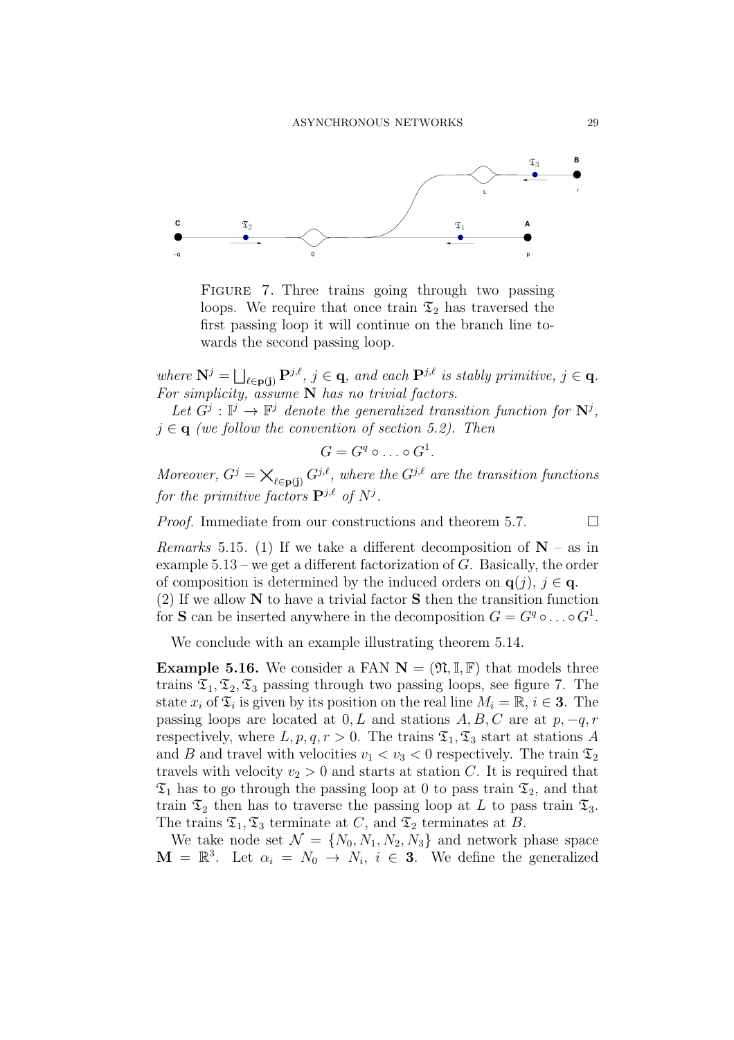FIGURE 7. Three trains going through two passing loops. We require that once train $\mathfrak{T}_2$ has traversed the first passing loop it will continue on the branch line towards the second passing loop.

*where* $\mathbf{N}^j = \bigsqcup_{\ell \in \mathbf{p}(\mathbf{j})} \mathbf{P}^{j,\ell}$, $j \in \mathbf{q}$, *and each* $\mathbf{P}^{j,\ell}$ *is stably primitive,* $j \in \mathbf{q}$. *For simplicity, assume* $\mathbf{N}$ *has no trivial factors.*

*Let* $G^j : \mathbb{I}^j \to \mathbb{F}^j$ *denote the generalized transition function for* $\mathbf{N}^j$, $j \in \mathbf{q}$ *(we follow the convention of section 5.2). Then*

$$G = G^q \circ \ldots \circ G^1.$$

*Moreover,* $G^j = \bigtimes_{\ell \in \mathbf{p}(\mathbf{j})} G^{j,\ell}$, *where the* $G^{j,\ell}$ *are the transition functions for the primitive factors* $\mathbf{P}^{j,\ell}$ *of* $N^j$.

*Proof.* Immediate from our constructions and theorem 5.7. □

*Remarks* 5.15. (1) If we take a different decomposition of $\mathbf{N}$ – as in example 5.13 – we get a different factorization of $G$. Basically, the order of composition is determined by the induced orders on $\mathbf{q}(j)$, $j \in \mathbf{q}$.
(2) If we allow $\mathbf{N}$ to have a trivial factor $\mathbf{S}$ then the transition function for $\mathbf{S}$ can be inserted anywhere in the decomposition $G = G^q \circ \ldots \circ G^1$.

We conclude with an example illustrating theorem 5.14.

**Example 5.16.** We consider a FAN $\mathbf{N} = (\mathfrak{N}, \mathbb{I}, \mathbb{F})$ that models three trains $\mathfrak{T}_1, \mathfrak{T}_2, \mathfrak{T}_3$ passing through two passing loops, see figure 7. The state $x_i$ of $\mathfrak{T}_i$ is given by its position on the real line $M_i = \mathbb{R}$, $i \in \mathbf{3}$. The passing loops are located at $0, L$ and stations $A, B, C$ are at $p, -q, r$ respectively, where $L, p, q, r > 0$. The trains $\mathfrak{T}_1, \mathfrak{T}_3$ start at stations $A$ and $B$ and travel with velocities $v_1 < v_3 < 0$ respectively. The train $\mathfrak{T}_2$ travels with velocity $v_2 > 0$ and starts at station $C$. It is required that $\mathfrak{T}_1$ has to go through the passing loop at 0 to pass train $\mathfrak{T}_2$, and that train $\mathfrak{T}_2$ then has to traverse the passing loop at $L$ to pass train $\mathfrak{T}_3$. The trains $\mathfrak{T}_1, \mathfrak{T}_3$ terminate at $C$, and $\mathfrak{T}_2$ terminates at $B$.

We take node set $\mathcal{N} = \{N_0, N_1, N_2, N_3\}$ and network phase space $\mathbf{M} = \mathbb{R}^3$. Let $\alpha_i = N_0 \to N_i$, $i \in \mathbf{3}$. We define the generalized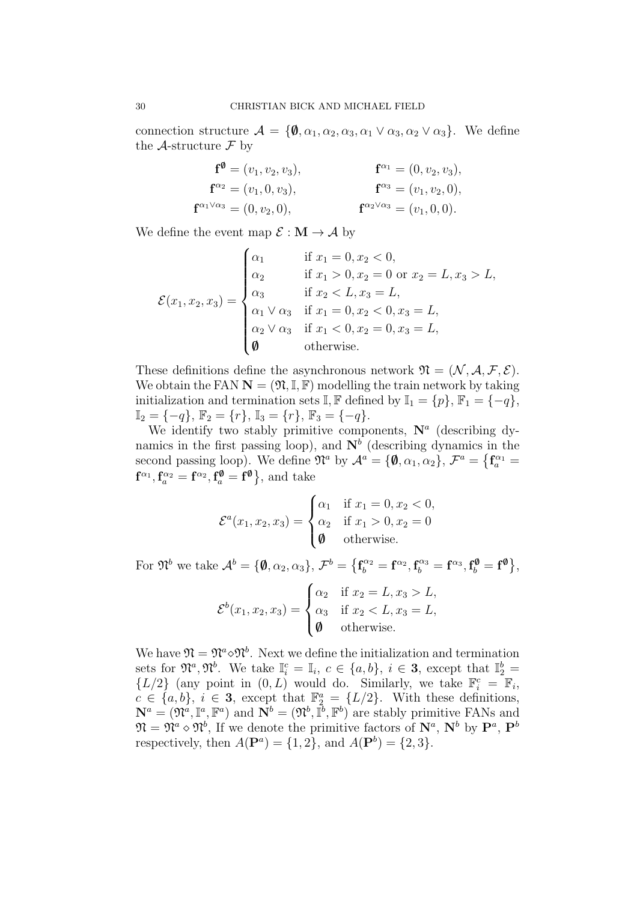connection structure $\mathcal{A} = \{\emptyset, \alpha_1, \alpha_2, \alpha_3, \alpha_1 \vee \alpha_3, \alpha_2 \vee \alpha_3\}$. We define the $\mathcal{A}$-structure $\mathcal{F}$ by

$$
\begin{aligned}
\mathbf{f}^{\emptyset} &= (v_1, v_2, v_3), & \mathbf{f}^{\alpha_1} &= (0, v_2, v_3), \\
\mathbf{f}^{\alpha_2} &= (v_1, 0, v_3), & \mathbf{f}^{\alpha_3} &= (v_1, v_2, 0), \\
\mathbf{f}^{\alpha_1 \vee \alpha_3} &= (0, v_2, 0), & \mathbf{f}^{\alpha_2 \vee \alpha_3} &= (v_1, 0, 0).
\end{aligned}
$$

We define the event map $\mathcal{E} : \mathbf{M} \to \mathcal{A}$ by

$$
\mathcal{E}(x_1, x_2, x_3) = \begin{cases}
\alpha_1 & \text{if } x_1 = 0, x_2 < 0, \\
\alpha_2 & \text{if } x_1 > 0, x_2 = 0 \text{ or } x_2 = L, x_3 > L, \\
\alpha_3 & \text{if } x_2 < L, x_3 = L, \\
\alpha_1 \vee \alpha_3 & \text{if } x_1 = 0, x_2 < 0, x_3 = L, \\
\alpha_2 \vee \alpha_3 & \text{if } x_1 < 0, x_2 = 0, x_3 = L, \\
\emptyset & \text{otherwise.}
\end{cases}
$$

These definitions define the asynchronous network $\mathfrak{N} = (\mathcal{N}, \mathcal{A}, \mathcal{F}, \mathcal{E})$. We obtain the FAN $\mathbf{N} = (\mathfrak{N}, \mathbb{I}, \mathbb{F})$ modelling the train network by taking initialization and termination sets $\mathbb{I}, \mathbb{F}$ defined by $\mathbb{I}_1 = \{p\}$, $\mathbb{F}_1 = \{-q\}$, $\mathbb{I}_2 = \{-q\}$, $\mathbb{F}_2 = \{r\}$, $\mathbb{I}_3 = \{r\}$, $\mathbb{F}_3 = \{-q\}$.

We identify two stably primitive components, $\mathbf{N}^a$ (describing dynamics in the first passing loop), and $\mathbf{N}^b$ (describing dynamics in the second passing loop). We define $\mathfrak{N}^a$ by $\mathcal{A}^a = \{\emptyset, \alpha_1, \alpha_2\}$, $\mathcal{F}^a = \{\mathbf{f}_a^{\alpha_1} = \mathbf{f}^{\alpha_1}, \mathbf{f}_a^{\alpha_2} = \mathbf{f}^{\alpha_2}, \mathbf{f}_a^{\emptyset} = \mathbf{f}^{\emptyset}\}$, and take

$$
\mathcal{E}^a(x_1, x_2, x_3) = \begin{cases}
\alpha_1 & \text{if } x_1 = 0, x_2 < 0, \\
\alpha_2 & \text{if } x_1 > 0, x_2 = 0 \\
\emptyset & \text{otherwise.}
\end{cases}
$$

For $\mathfrak{N}^b$ we take $\mathcal{A}^b = \{\emptyset, \alpha_2, \alpha_3\}$, $\mathcal{F}^b = \{\mathbf{f}_b^{\alpha_2} = \mathbf{f}^{\alpha_2}, \mathbf{f}_b^{\alpha_3} = \mathbf{f}^{\alpha_3}, \mathbf{f}_b^{\emptyset} = \mathbf{f}^{\emptyset}\}$,

$$
\mathcal{E}^b(x_1, x_2, x_3) = \begin{cases}
\alpha_2 & \text{if } x_2 = L, x_3 > L, \\
\alpha_3 & \text{if } x_2 < L, x_3 = L, \\
\emptyset & \text{otherwise.}
\end{cases}
$$

We have $\mathfrak{N} = \mathfrak{N}^a \diamond \mathfrak{N}^b$. Next we define the initialization and termination sets for $\mathfrak{N}^a, \mathfrak{N}^b$. We take $\mathbb{I}_i^c = \mathbb{I}_i$, $c \in \{a, b\}$, $i \in \mathbf{3}$, except that $\mathbb{I}_2^b = \{L/2\}$ (any point in $(0, L)$ would do. Similarly, we take $\mathbb{F}_i^c = \mathbb{F}_i$, $c \in \{a, b\}$, $i \in \mathbf{3}$, except that $\mathbb{F}_2^a = \{L/2\}$. With these definitions, $\mathbf{N}^a = (\mathfrak{N}^a, \mathbb{I}^a, \mathbb{F}^a)$ and $\mathbf{N}^b = (\mathfrak{N}^b, \mathbb{I}^b, \mathbb{F}^b)$ are stably primitive FANs and $\mathfrak{N} = \mathfrak{N}^a \diamond \mathfrak{N}^b$, If we denote the primitive factors of $\mathbf{N}^a$, $\mathbf{N}^b$ by $\mathbf{P}^a$, $\mathbf{P}^b$ respectively, then $A(\mathbf{P}^a) = \{1, 2\}$, and $A(\mathbf{P}^b) = \{2, 3\}$.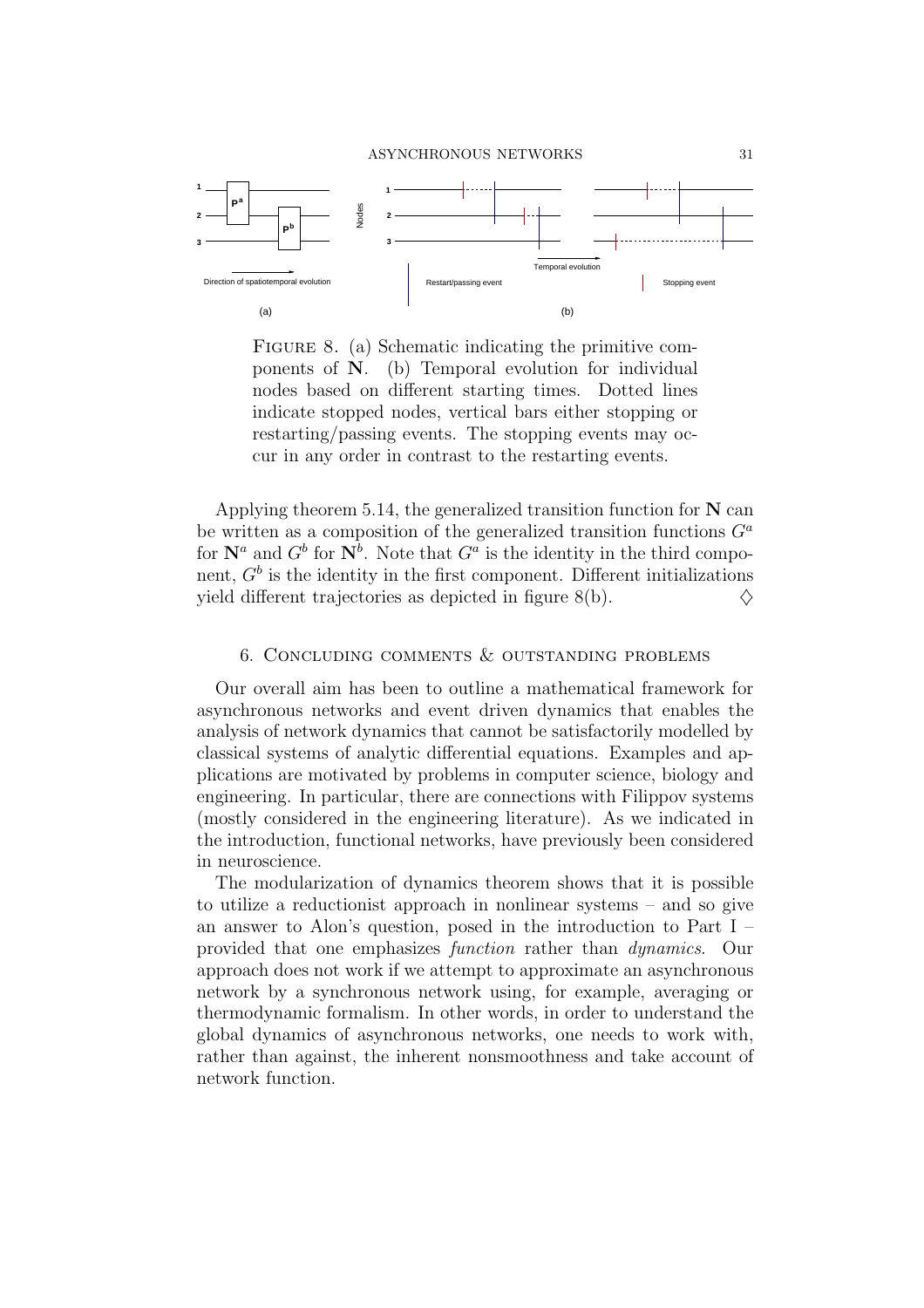FIGURE 8. (a) Schematic indicating the primitive components of $\mathbf{N}$. (b) Temporal evolution for individual nodes based on different starting times. Dotted lines indicate stopped nodes, vertical bars either stopping or restarting/passing events. The stopping events may occur in any order in contrast to the restarting events.

Applying theorem 5.14, the generalized transition function for $\mathbf{N}$ can be written as a composition of the generalized transition functions $G^a$ for $\mathbf{N}^a$ and $G^b$ for $\mathbf{N}^b$. Note that $G^a$ is the identity in the third component, $G^b$ is the identity in the first component. Different initializations yield different trajectories as depicted in figure 8(b). $\diamondsuit$

## 6. Concluding comments & outstanding problems

Our overall aim has been to outline a mathematical framework for asynchronous networks and event driven dynamics that enables the analysis of network dynamics that cannot be satisfactorily modelled by classical systems of analytic differential equations. Examples and applications are motivated by problems in computer science, biology and engineering. In particular, there are connections with Filippov systems (mostly considered in the engineering literature). As we indicated in the introduction, functional networks, have previously been considered in neuroscience.

The modularization of dynamics theorem shows that it is possible to utilize a reductionist approach in nonlinear systems – and so give an answer to Alon's question, posed in the introduction to Part I – provided that one emphasizes *function* rather than *dynamics*. Our approach does not work if we attempt to approximate an asynchronous network by a synchronous network using, for example, averaging or thermodynamic formalism. In other words, in order to understand the global dynamics of asynchronous networks, one needs to work with, rather than against, the inherent nonsmoothness and take account of network function.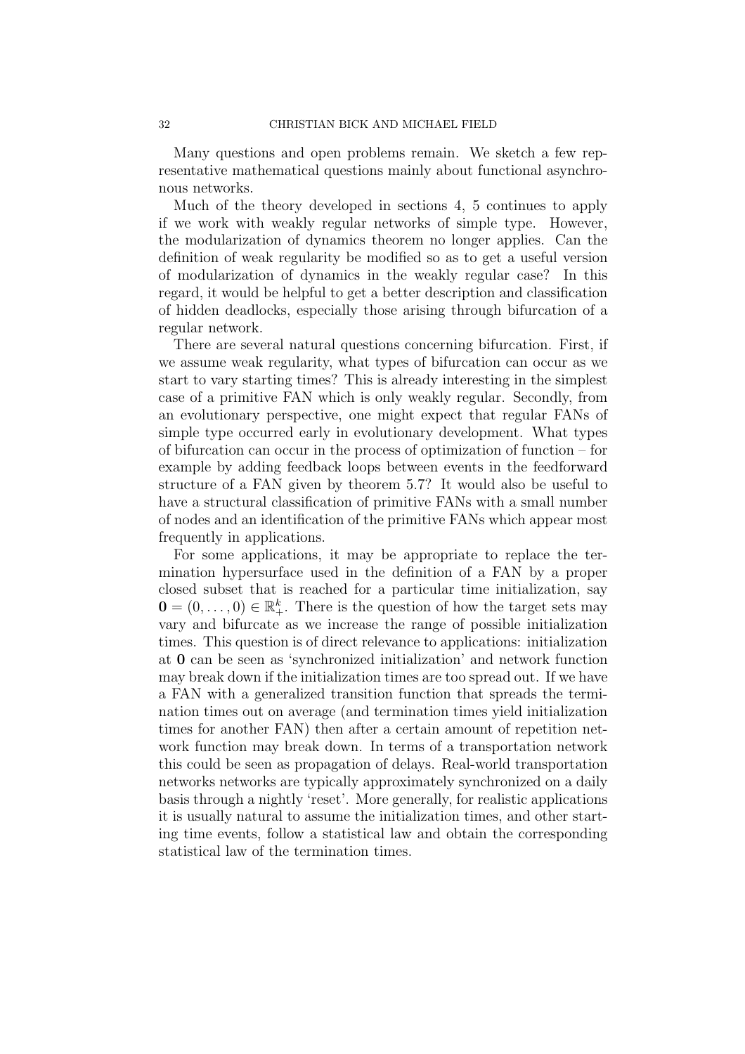Many questions and open problems remain. We sketch a few representative mathematical questions mainly about functional asynchronous networks.

Much of the theory developed in sections 4, 5 continues to apply if we work with weakly regular networks of simple type. However, the modularization of dynamics theorem no longer applies. Can the definition of weak regularity be modified so as to get a useful version of modularization of dynamics in the weakly regular case? In this regard, it would be helpful to get a better description and classification of hidden deadlocks, especially those arising through bifurcation of a regular network.

There are several natural questions concerning bifurcation. First, if we assume weak regularity, what types of bifurcation can occur as we start to vary starting times? This is already interesting in the simplest case of a primitive FAN which is only weakly regular. Secondly, from an evolutionary perspective, one might expect that regular FANs of simple type occurred early in evolutionary development. What types of bifurcation can occur in the process of optimization of function – for example by adding feedback loops between events in the feedforward structure of a FAN given by theorem 5.7? It would also be useful to have a structural classification of primitive FANs with a small number of nodes and an identification of the primitive FANs which appear most frequently in applications.

For some applications, it may be appropriate to replace the termination hypersurface used in the definition of a FAN by a proper closed subset that is reached for a particular time initialization, say $\mathbf{0} = (0, \ldots, 0) \in \mathbb{R}_+^k$. There is the question of how the target sets may vary and bifurcate as we increase the range of possible initialization times. This question is of direct relevance to applications: initialization at $\mathbf{0}$ can be seen as 'synchronized initialization' and network function may break down if the initialization times are too spread out. If we have a FAN with a generalized transition function that spreads the termination times out on average (and termination times yield initialization times for another FAN) then after a certain amount of repetition network function may break down. In terms of a transportation network this could be seen as propagation of delays. Real-world transportation networks networks are typically approximately synchronized on a daily basis through a nightly 'reset'. More generally, for realistic applications it is usually natural to assume the initialization times, and other starting time events, follow a statistical law and obtain the corresponding statistical law of the termination times.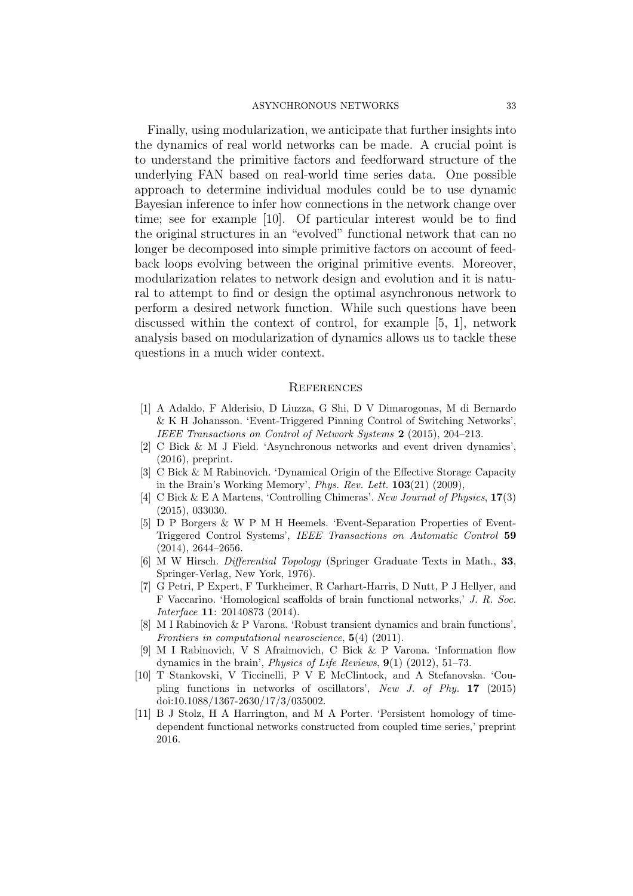Finally, using modularization, we anticipate that further insights into the dynamics of real world networks can be made. A crucial point is to understand the primitive factors and feedforward structure of the underlying FAN based on real-world time series data. One possible approach to determine individual modules could be to use dynamic Bayesian inference to infer how connections in the network change over time; see for example [10]. Of particular interest would be to find the original structures in an "evolved" functional network that can no longer be decomposed into simple primitive factors on account of feedback loops evolving between the original primitive events. Moreover, modularization relates to network design and evolution and it is natural to attempt to find or design the optimal asynchronous network to perform a desired network function. While such questions have been discussed within the context of control, for example [5, 1], network analysis based on modularization of dynamics allows us to tackle these questions in a much wider context.

## References

[1] A Adaldo, F Alderisio, D Liuzza, G Shi, D V Dimarogonas, M di Bernardo & K H Johansson. 'Event-Triggered Pinning Control of Switching Networks', *IEEE Transactions on Control of Network Systems* **2** (2015), 204–213.

[2] C Bick & M J Field. 'Asynchronous networks and event driven dynamics', (2016), preprint.

[3] C Bick & M Rabinovich. 'Dynamical Origin of the Effective Storage Capacity in the Brain's Working Memory', *Phys. Rev. Lett.* **103**(21) (2009),

[4] C Bick & E A Martens, 'Controlling Chimeras'. *New Journal of Physics*, **17**(3) (2015), 033030.

[5] D P Borgers & W P M H Heemels. 'Event-Separation Properties of Event-Triggered Control Systems', *IEEE Transactions on Automatic Control* **59** (2014), 2644–2656.

[6] M W Hirsch. *Differential Topology* (Springer Graduate Texts in Math., **33**, Springer-Verlag, New York, 1976).

[7] G Petri, P Expert, F Turkheimer, R Carhart-Harris, D Nutt, P J Hellyer, and F Vaccarino. 'Homological scaffolds of brain functional networks,' *J. R. Soc. Interface* **11**: 20140873 (2014).

[8] M I Rabinovich & P Varona. 'Robust transient dynamics and brain functions', *Frontiers in computational neuroscience*, **5**(4) (2011).

[9] M I Rabinovich, V S Afraimovich, C Bick & P Varona. 'Information flow dynamics in the brain', *Physics of Life Reviews*, **9**(1) (2012), 51–73.

[10] T Stankovski, V Ticcinelli, P V E McClintock, and A Stefanovska. 'Coupling functions in networks of oscillators', *New J. of Phy.* **17** (2015) doi:10.1088/1367-2630/17/3/035002.

[11] B J Stolz, H A Harrington, and M A Porter. 'Persistent homology of time-dependent functional networks constructed from coupled time series,' preprint 2016.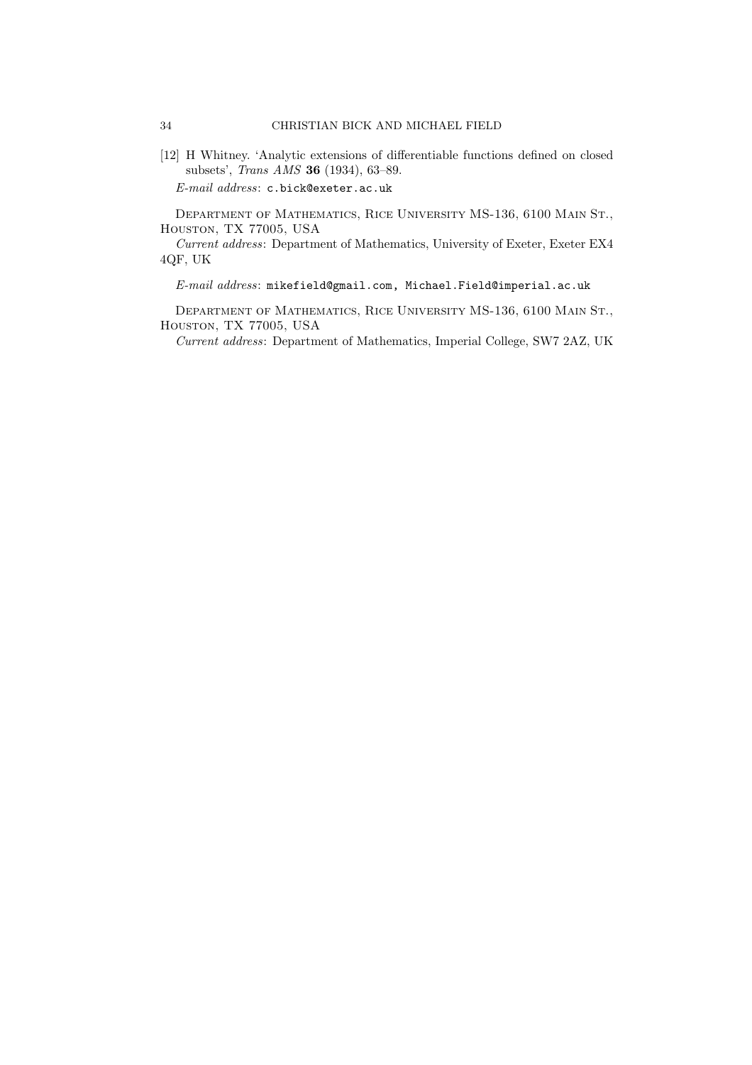[12] H Whitney. 'Analytic extensions of differentiable functions defined on closed subsets', *Trans AMS* **36** (1934), 63–89.

*E-mail address*: `c.bick@exeter.ac.uk`

Department of Mathematics, Rice University MS-136, 6100 Main St., Houston, TX 77005, USA

*Current address*: Department of Mathematics, University of Exeter, Exeter EX4 4QF, UK

*E-mail address*: `mikefield@gmail.com, Michael.Field@imperial.ac.uk`

Department of Mathematics, Rice University MS-136, 6100 Main St., Houston, TX 77005, USA

*Current address*: Department of Mathematics, Imperial College, SW7 2AZ, UK